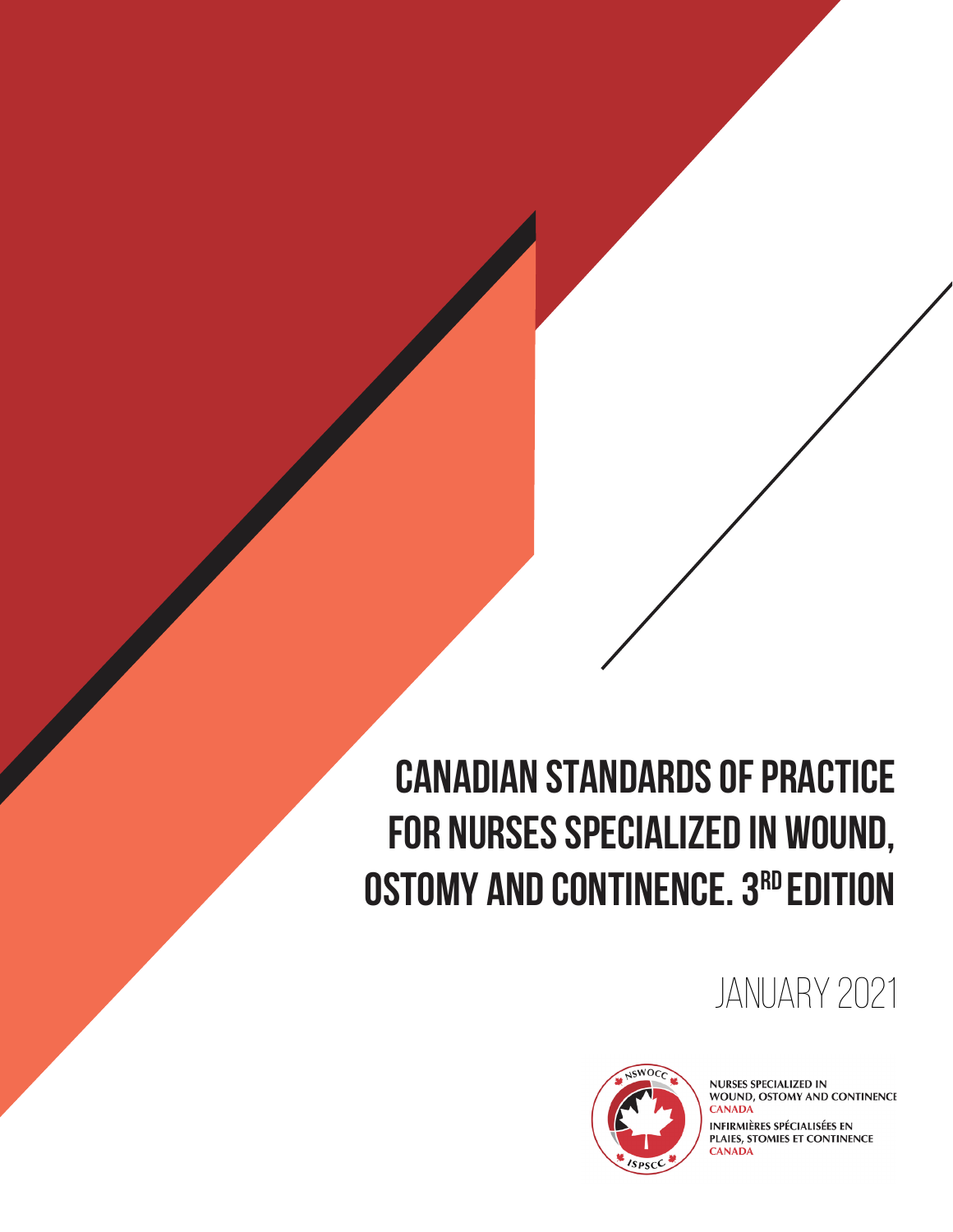# CANADIAN STANDARDS OF PRACTICE FOR NURSES SPECIALIZED IN WOUND, OSTOMY AND CONTINENCE. 3RD EDITION

JANUARY 2021

NURSES SPECIALIZED IN WOUND, OSTOMY AND CONTINENCE CANADA

INFIRMIÈRES SPÉCIALISÉES EN PLAIES, STOMIES ET CONTINENCE CANADA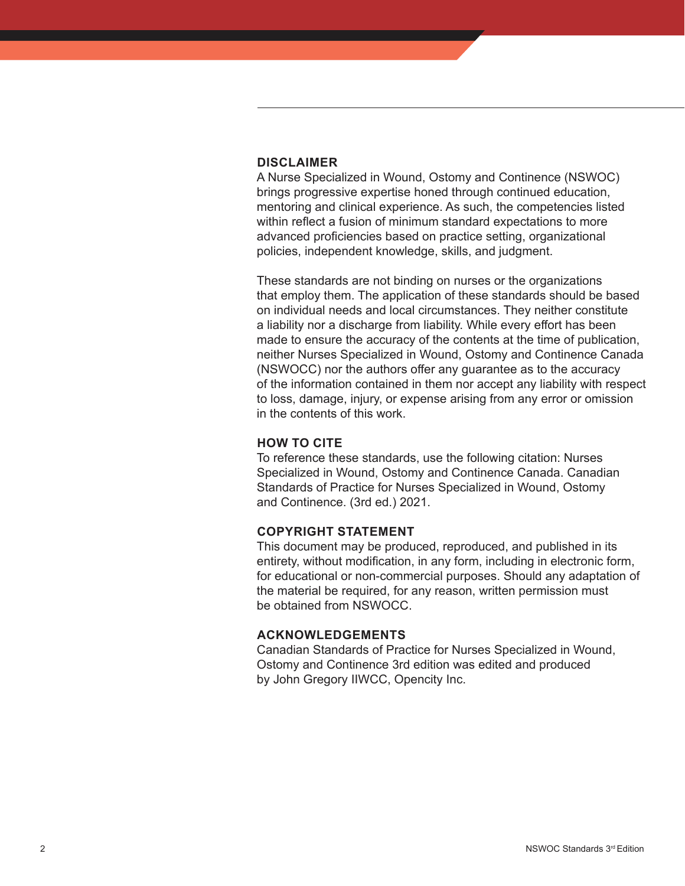## DISCLAIMER

A Nurse Specialized in Wound, Ostomy and Continence (NSWOC) brings progressive expertise honed through continued education, mentoring and clinical experience. As such, the competencies listed within reflect a fusion of minimum standard expectations to more advanced proficiencies based on practice setting, organizational policies, independent knowledge, skills, and judgment.

These standards are not binding on nurses or the organizations that employ them. The application of these standards should be based on individual needs and local circumstances. They neither constitute a liability nor a discharge from liability. While every effort has been made to ensure the accuracy of the contents at the time of publication, neither Nurses Specialized in Wound, Ostomy and Continence Canada (NSWOCC) nor the authors offer any guarantee as to the accuracy of the information contained in them nor accept any liability with respect to loss, damage, injury, or expense arising from any error or omission in the contents of this work.

## HOW TO CITE

To reference these standards, use the following citation: Nurses Specialized in Wound, Ostomy and Continence Canada. Canadian Standards of Practice for Nurses Specialized in Wound, Ostomy and Continence. (3rd ed.) 2021.

## COPYRIGHT STATEMENT

This document may be produced, reproduced, and published in its entirety, without modification, in any form, including in electronic form, for educational or non-commercial purposes. Should any adaptation of the material be required, for any reason, written permission must be obtained from NSWOCC.

## ACKNOWLEDGEMENTS

Canadian Standards of Practice for Nurses Specialized in Wound, Ostomy and Continence 3rd edition was edited and produced by John Gregory IIWCC, Opencity Inc.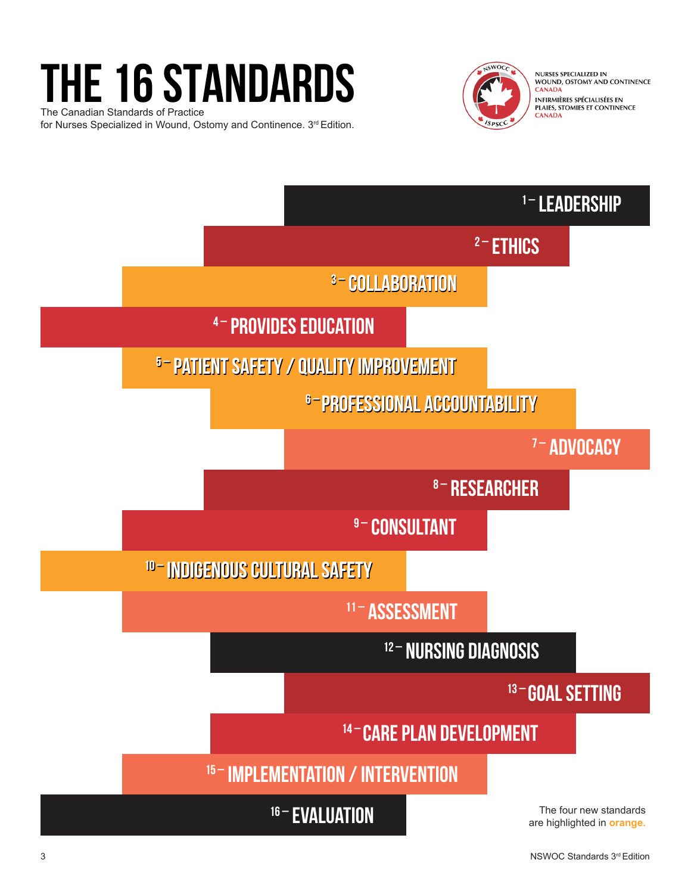# THE 16 STANDARDS

The Canadian Standards of Practice
for Nurses Specialized in Wound, Ostomy and Continence. 3rd Edition.

NURSES SPECIALIZED IN WOUND, OSTOMY AND CONTINENCE CANADA
INFIRMIÈRES SPÉCIALISÉES EN PLAIES, STOMIES ET CONTINENCE CANADA

1 – LEADERSHIP

2 – ETHICS

3 – COLLABORATION

4 – PROVIDES EDUCATION

5 – PATIENT SAFETY / QUALITY IMPROVEMENT

6 – PROFESSIONAL ACCOUNTABILITY

7 – ADVOCACY

8 – RESEARCHER

9 – CONSULTANT

10 – INDIGENOUS CULTURAL SAFETY

11 – ASSESSMENT

12 – NURSING DIAGNOSIS

13 – GOAL SETTING

14 – CARE PLAN DEVELOPMENT

15 – IMPLEMENTATION / INTERVENTION

16 – EVALUATION

The four new standards are highlighted in **orange.**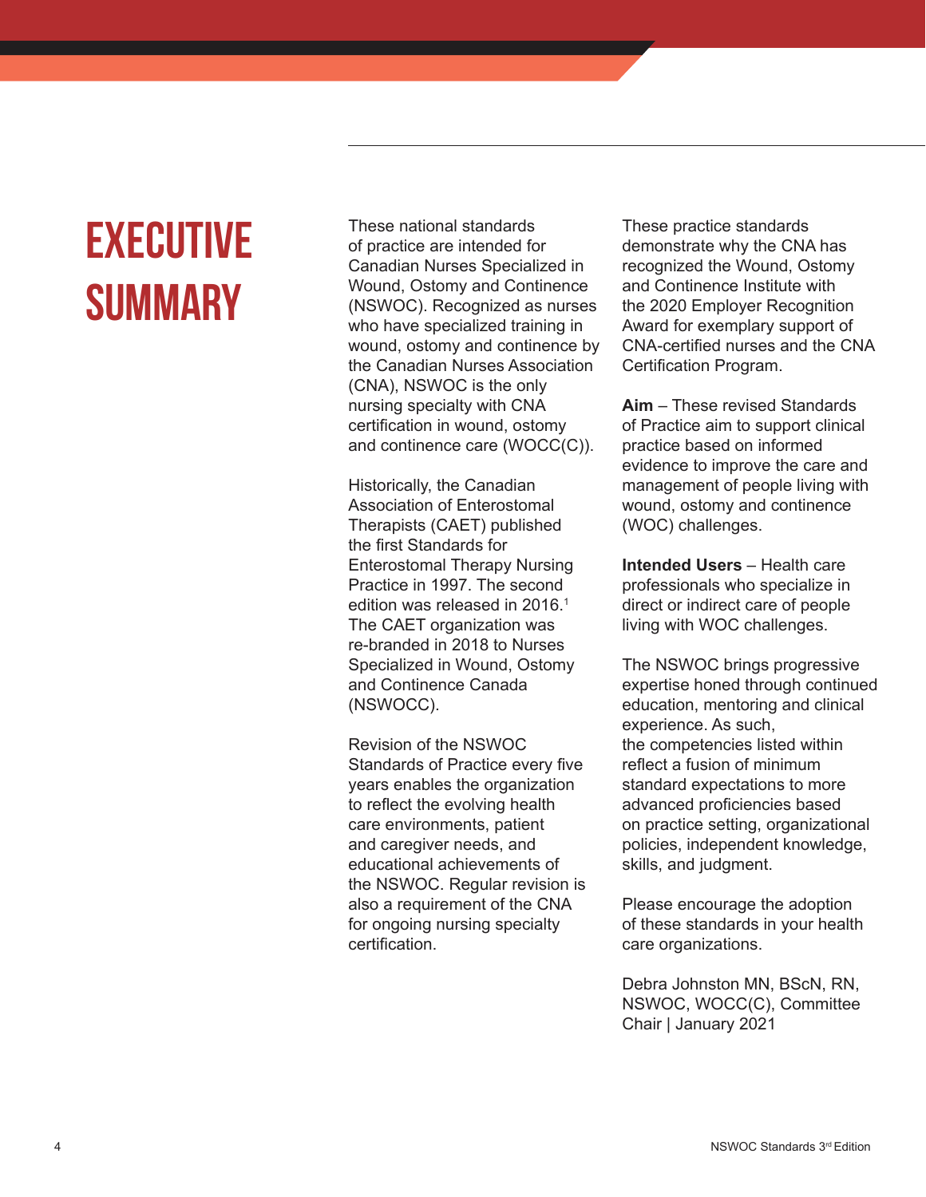# EXECUTIVE SUMMARY

These national standards of practice are intended for Canadian Nurses Specialized in Wound, Ostomy and Continence (NSWOC). Recognized as nurses who have specialized training in wound, ostomy and continence by the Canadian Nurses Association (CNA), NSWOC is the only nursing specialty with CNA certification in wound, ostomy and continence care (WOCC(C)).

Historically, the Canadian Association of Enterostomal Therapists (CAET) published the first Standards for Enterostomal Therapy Nursing Practice in 1997. The second edition was released in 2016.[1] The CAET organization was re-branded in 2018 to Nurses Specialized in Wound, Ostomy and Continence Canada (NSWOCC).

Revision of the NSWOC Standards of Practice every five years enables the organization to reflect the evolving health care environments, patient and caregiver needs, and educational achievements of the NSWOC. Regular revision is also a requirement of the CNA for ongoing nursing specialty certification.

These practice standards demonstrate why the CNA has recognized the Wound, Ostomy and Continence Institute with the 2020 Employer Recognition Award for exemplary support of CNA-certified nurses and the CNA Certification Program.

**Aim** – These revised Standards of Practice aim to support clinical practice based on informed evidence to improve the care and management of people living with wound, ostomy and continence (WOC) challenges.

**Intended Users** – Health care professionals who specialize in direct or indirect care of people living with WOC challenges.

The NSWOC brings progressive expertise honed through continued education, mentoring and clinical experience. As such, the competencies listed within reflect a fusion of minimum standard expectations to more advanced proficiencies based on practice setting, organizational policies, independent knowledge, skills, and judgment.

Please encourage the adoption of these standards in your health care organizations.

Debra Johnston MN, BScN, RN, NSWOC, WOCC(C), Committee Chair | January 2021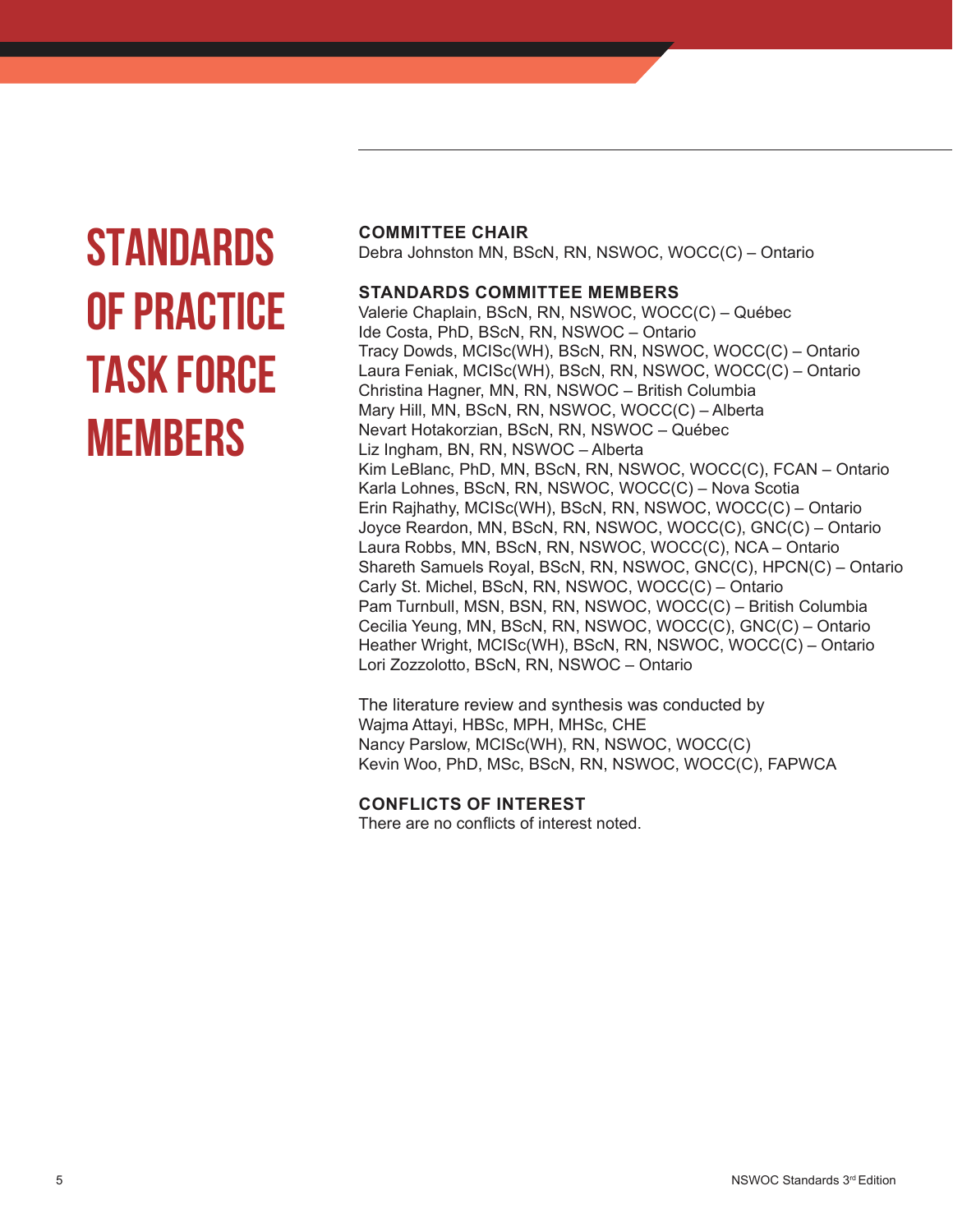# STANDARDS OF PRACTICE TASK FORCE MEMBERS

**COMMITTEE CHAIR**
Debra Johnston MN, BScN, RN, NSWOC, WOCC(C) – Ontario

**STANDARDS COMMITTEE MEMBERS**
Valerie Chaplain, BScN, RN, NSWOC, WOCC(C) – Québec
Ide Costa, PhD, BScN, RN, NSWOC – Ontario
Tracy Dowds, MClSc(WH), BScN, RN, NSWOC, WOCC(C) – Ontario
Laura Feniak, MClSc(WH), BScN, RN, NSWOC, WOCC(C) – Ontario
Christina Hagner, MN, RN, NSWOC – British Columbia
Mary Hill, MN, BScN, RN, NSWOC, WOCC(C) – Alberta
Nevart Hotakorzian, BScN, RN, NSWOC – Québec
Liz Ingham, BN, RN, NSWOC – Alberta
Kim LeBlanc, PhD, MN, BScN, RN, NSWOC, WOCC(C), FCAN – Ontario
Karla Lohnes, BScN, RN, NSWOC, WOCC(C) – Nova Scotia
Erin Rajhathy, MClSc(WH), BScN, RN, NSWOC, WOCC(C) – Ontario
Joyce Reardon, MN, BScN, RN, NSWOC, WOCC(C), GNC(C) – Ontario
Laura Robbs, MN, BScN, RN, NSWOC, WOCC(C), NCA – Ontario
Shareth Samuels Royal, BScN, RN, NSWOC, GNC(C), HPCN(C) – Ontario
Carly St. Michel, BScN, RN, NSWOC, WOCC(C) – Ontario
Pam Turnbull, MSN, BSN, RN, NSWOC, WOCC(C) – British Columbia
Cecilia Yeung, MN, BScN, RN, NSWOC, WOCC(C), GNC(C) – Ontario
Heather Wright, MClSc(WH), BScN, RN, NSWOC, WOCC(C) – Ontario
Lori Zozzolotto, BScN, RN, NSWOC – Ontario

The literature review and synthesis was conducted by
Wajma Attayi, HBSc, MPH, MHSc, CHE
Nancy Parslow, MClSc(WH), RN, NSWOC, WOCC(C)
Kevin Woo, PhD, MSc, BScN, RN, NSWOC, WOCC(C), FAPWCA

**CONFLICTS OF INTEREST**
There are no conflicts of interest noted.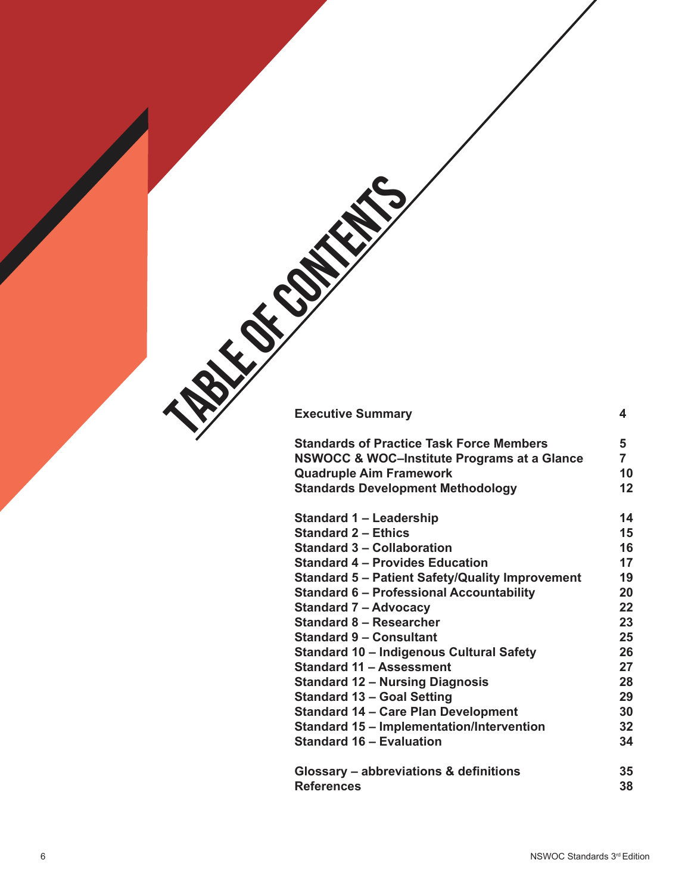# TABLE OF CONTENTS

| | |
|---|---|
| **Executive Summary** | **4** |
| **Standards of Practice Task Force Members** | **5** |
| **NSWOCC & WOC–Institute Programs at a Glance** | **7** |
| **Quadruple Aim Framework** | **10** |
| **Standards Development Methodology** | **12** |
| **Standard 1 – Leadership** | **14** |
| **Standard 2 – Ethics** | **15** |
| **Standard 3 – Collaboration** | **16** |
| **Standard 4 – Provides Education** | **17** |
| **Standard 5 – Patient Safety/Quality Improvement** | **19** |
| **Standard 6 – Professional Accountability** | **20** |
| **Standard 7 – Advocacy** | **22** |
| **Standard 8 – Researcher** | **23** |
| **Standard 9 – Consultant** | **25** |
| **Standard 10 – Indigenous Cultural Safety** | **26** |
| **Standard 11 – Assessment** | **27** |
| **Standard 12 – Nursing Diagnosis** | **28** |
| **Standard 13 – Goal Setting** | **29** |
| **Standard 14 – Care Plan Development** | **30** |
| **Standard 15 – Implementation/Intervention** | **32** |
| **Standard 16 – Evaluation** | **34** |
| **Glossary – abbreviations & definitions** | **35** |
| **References** | **38** |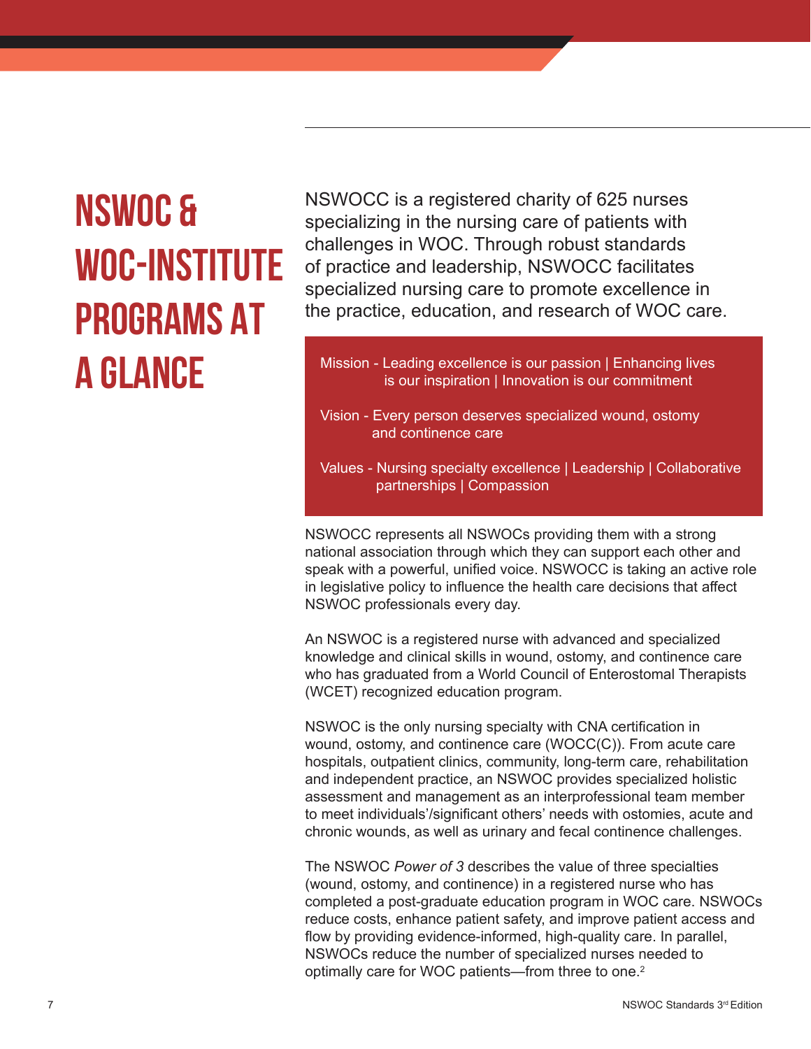# NSWOC & WOC-INSTITUTE PROGRAMS AT A GLANCE

NSWOCC is a registered charity of 625 nurses specializing in the nursing care of patients with challenges in WOC. Through robust standards of practice and leadership, NSWOCC facilitates specialized nursing care to promote excellence in the practice, education, and research of WOC care.

> Mission - Leading excellence is our passion | Enhancing lives is our inspiration | Innovation is our commitment
>
> Vision - Every person deserves specialized wound, ostomy and continence care
>
> Values - Nursing specialty excellence | Leadership | Collaborative partnerships | Compassion

NSWOCC represents all NSWOCs providing them with a strong national association through which they can support each other and speak with a powerful, unified voice. NSWOCC is taking an active role in legislative policy to influence the health care decisions that affect NSWOC professionals every day.

An NSWOC is a registered nurse with advanced and specialized knowledge and clinical skills in wound, ostomy, and continence care who has graduated from a World Council of Enterostomal Therapists (WCET) recognized education program.

NSWOC is the only nursing specialty with CNA certification in wound, ostomy, and continence care (WOCC(C)). From acute care hospitals, outpatient clinics, community, long-term care, rehabilitation and independent practice, an NSWOC provides specialized holistic assessment and management as an interprofessional team member to meet individuals'/significant others' needs with ostomies, acute and chronic wounds, as well as urinary and fecal continence challenges.

The NSWOC *Power of 3* describes the value of three specialties (wound, ostomy, and continence) in a registered nurse who has completed a post-graduate education program in WOC care. NSWOCs reduce costs, enhance patient safety, and improve patient access and flow by providing evidence-informed, high-quality care. In parallel, NSWOCs reduce the number of specialized nurses needed to optimally care for WOC patients—from three to one.[2]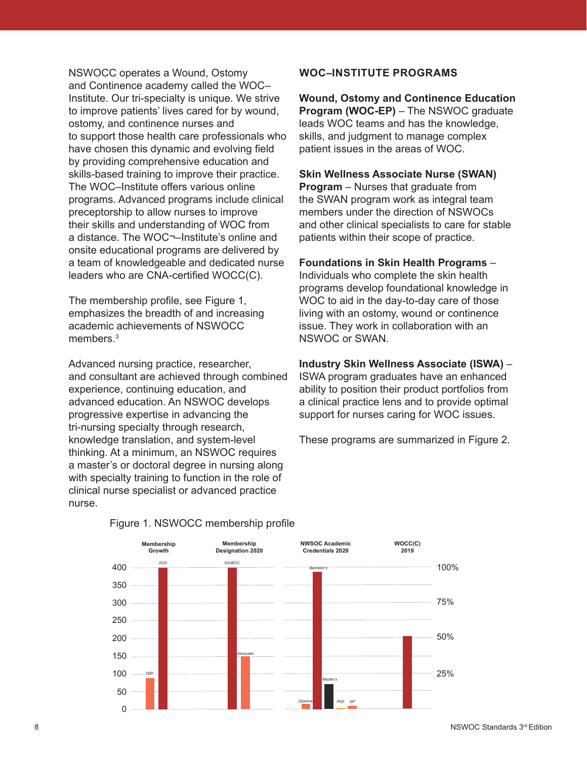NSWOCC operates a Wound, Ostomy and Continence academy called the WOC–Institute. Our tri-specialty is unique. We strive to improve patients' lives cared for by wound, ostomy, and continence nurses and to support those health care professionals who have chosen this dynamic and evolving field by providing comprehensive education and skills-based training to improve their practice. The WOC–Institute offers various online programs. Advanced programs include clinical preceptorship to allow nurses to improve their skills and understanding of WOC from a distance. The WOC¬–Institute's online and onsite educational programs are delivered by a team of knowledgeable and dedicated nurse leaders who are CNA-certified WOCC(C).

The membership profile, see Figure 1, emphasizes the breadth of and increasing academic achievements of NSWOCC members.[3]

Advanced nursing practice, researcher, and consultant are achieved through combined experience, continuing education, and advanced education. An NSWOC develops progressive expertise in advancing the tri-nursing specialty through research, knowledge translation, and system-level thinking. At a minimum, an NSWOC requires a master's or doctoral degree in nursing along with specialty training to function in the role of clinical nurse specialist or advanced practice nurse.

## WOC–INSTITUTE PROGRAMS

**Wound, Ostomy and Continence Education Program (WOC-EP)** – The NSWOC graduate leads WOC teams and has the knowledge, skills, and judgment to manage complex patient issues in the areas of WOC.

**Skin Wellness Associate Nurse (SWAN) Program** – Nurses that graduate from the SWAN program work as integral team members under the direction of NSWOCs and other clinical specialists to care for stable patients within their scope of practice.

**Foundations in Skin Health Programs** – Individuals who complete the skin health programs develop foundational knowledge in WOC to aid in the day-to-day care of those living with an ostomy, wound or continence issue. They work in collaboration with an NSWOC or SWAN.

**Industry Skin Wellness Associate (ISWA)** – ISWA program graduates have an enhanced ability to position their product portfolios from a clinical practice lens and to provide optimal support for nurses caring for WOC issues.

These programs are summarized in Figure 2.

Figure 1. NSWOCC membership profile

| Membership Growth | | Membership Designation 2020 | | NWSOC Academic Credentials 2020 | | | | | WOCC(C) 2019 |
|---|---|---|---|---|---|---|---|---|---|
| 1981 | 2020 | NSWOC | Associate | Diploma | Bachelor's | Master's | PhD | NP | |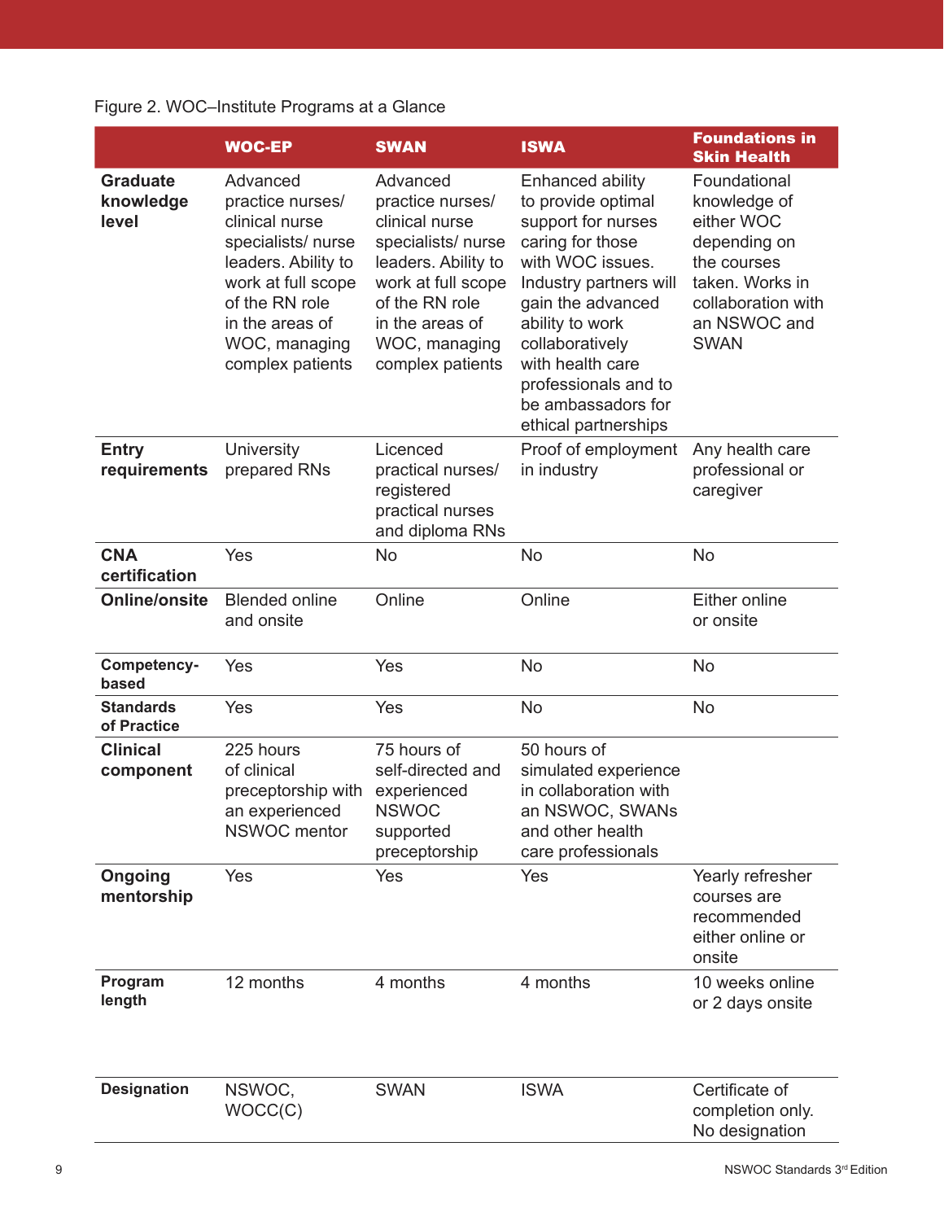Figure 2. WOC–Institute Programs at a Glance

| | WOC-EP | SWAN | ISWA | Foundations in Skin Health |
|---|---|---|---|---|
| **Graduate knowledge level** | Advanced practice nurses/ clinical nurse specialists/ nurse leaders. Ability to work at full scope of the RN role in the areas of WOC, managing complex patients | Advanced practice nurses/ clinical nurse specialists/ nurse leaders. Ability to work at full scope of the RN role in the areas of WOC, managing complex patients | Enhanced ability to provide optimal support for nurses caring for those with WOC issues. Industry partners will gain the advanced ability to work collaboratively with health care professionals and to be ambassadors for ethical partnerships | Foundational knowledge of either WOC depending on the courses taken. Works in collaboration with an NSWOC and SWAN |
| **Entry requirements** | University prepared RNs | Licenced practical nurses/ registered practical nurses and diploma RNs | Proof of employment in industry | Any health care professional or caregiver |
| **CNA certification** | Yes | No | No | No |
| **Online/onsite** | Blended online and onsite | Online | Online | Either online or onsite |
| **Competency-based** | Yes | Yes | No | No |
| **Standards of Practice** | Yes | Yes | No | No |
| **Clinical component** | 225 hours of clinical preceptorship with an experienced NSWOC mentor | 75 hours of self-directed and experienced NSWOC supported preceptorship | 50 hours of simulated experience in collaboration with an NSWOC, SWANs and other health care professionals | |
| **Ongoing mentorship** | Yes | Yes | Yes | Yearly refresher courses are recommended either online or onsite |
| **Program length** | 12 months | 4 months | 4 months | 10 weeks online or 2 days onsite |
| **Designation** | NSWOC, WOCC(C) | SWAN | ISWA | Certificate of completion only. No designation |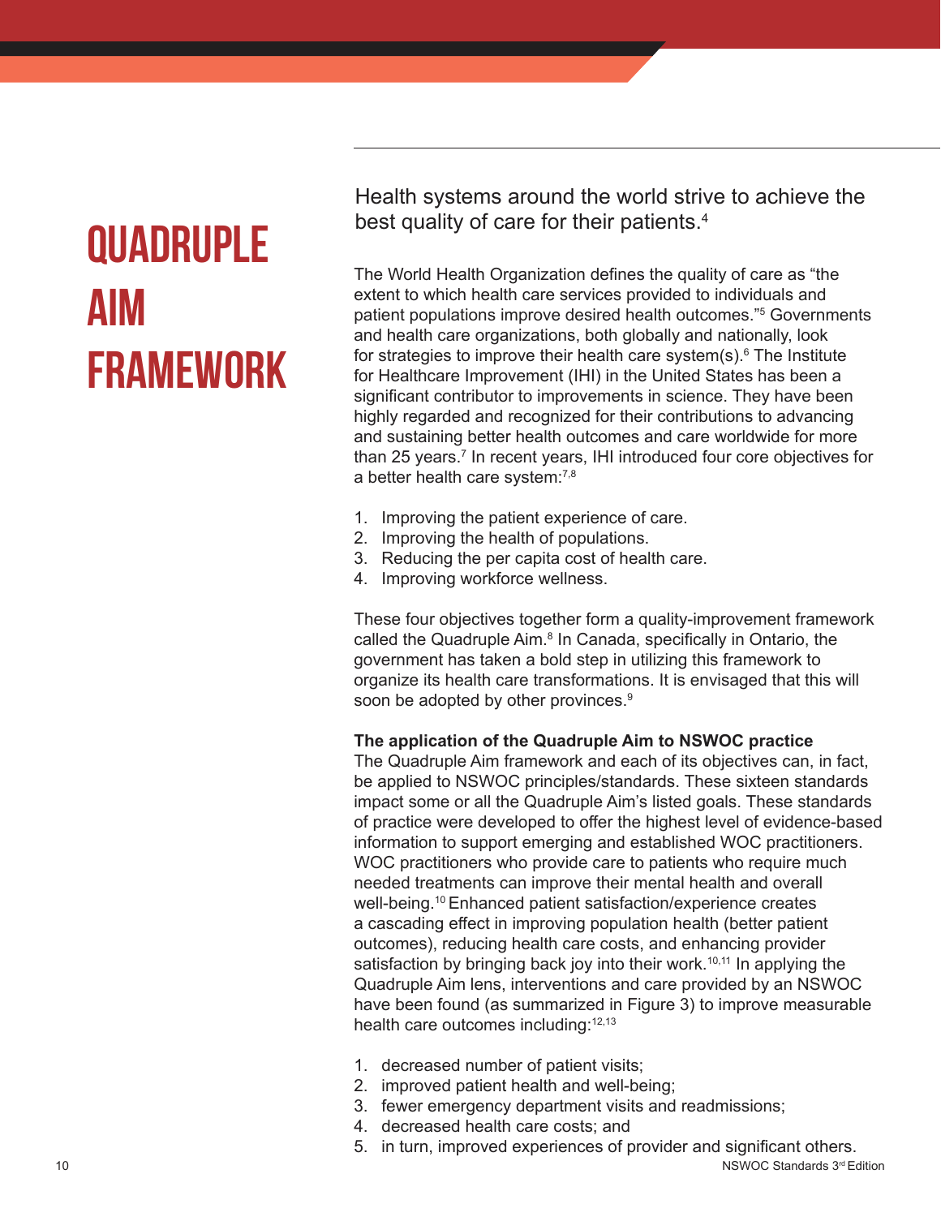# QUADRUPLE AIM FRAMEWORK

Health systems around the world strive to achieve the best quality of care for their patients.[4]

The World Health Organization defines the quality of care as "the extent to which health care services provided to individuals and patient populations improve desired health outcomes."[5] Governments and health care organizations, both globally and nationally, look for strategies to improve their health care system(s).[6] The Institute for Healthcare Improvement (IHI) in the United States has been a significant contributor to improvements in science. They have been highly regarded and recognized for their contributions to advancing and sustaining better health outcomes and care worldwide for more than 25 years.[7] In recent years, IHI introduced four core objectives for a better health care system:[7,8]

1. Improving the patient experience of care.
2. Improving the health of populations.
3. Reducing the per capita cost of health care.
4. Improving workforce wellness.

These four objectives together form a quality-improvement framework called the Quadruple Aim.[8] In Canada, specifically in Ontario, the government has taken a bold step in utilizing this framework to organize its health care transformations. It is envisaged that this will soon be adopted by other provinces.[9]

**The application of the Quadruple Aim to NSWOC practice**

The Quadruple Aim framework and each of its objectives can, in fact, be applied to NSWOC principles/standards. These sixteen standards impact some or all the Quadruple Aim's listed goals. These standards of practice were developed to offer the highest level of evidence-based information to support emerging and established WOC practitioners. WOC practitioners who provide care to patients who require much needed treatments can improve their mental health and overall well-being.[10] Enhanced patient satisfaction/experience creates a cascading effect in improving population health (better patient outcomes), reducing health care costs, and enhancing provider satisfaction by bringing back joy into their work.[10,11] In applying the Quadruple Aim lens, interventions and care provided by an NSWOC have been found (as summarized in Figure 3) to improve measurable health care outcomes including:[12,13]

1. decreased number of patient visits;
2. improved patient health and well-being;
3. fewer emergency department visits and readmissions;
4. decreased health care costs; and
5. in turn, improved experiences of provider and significant others.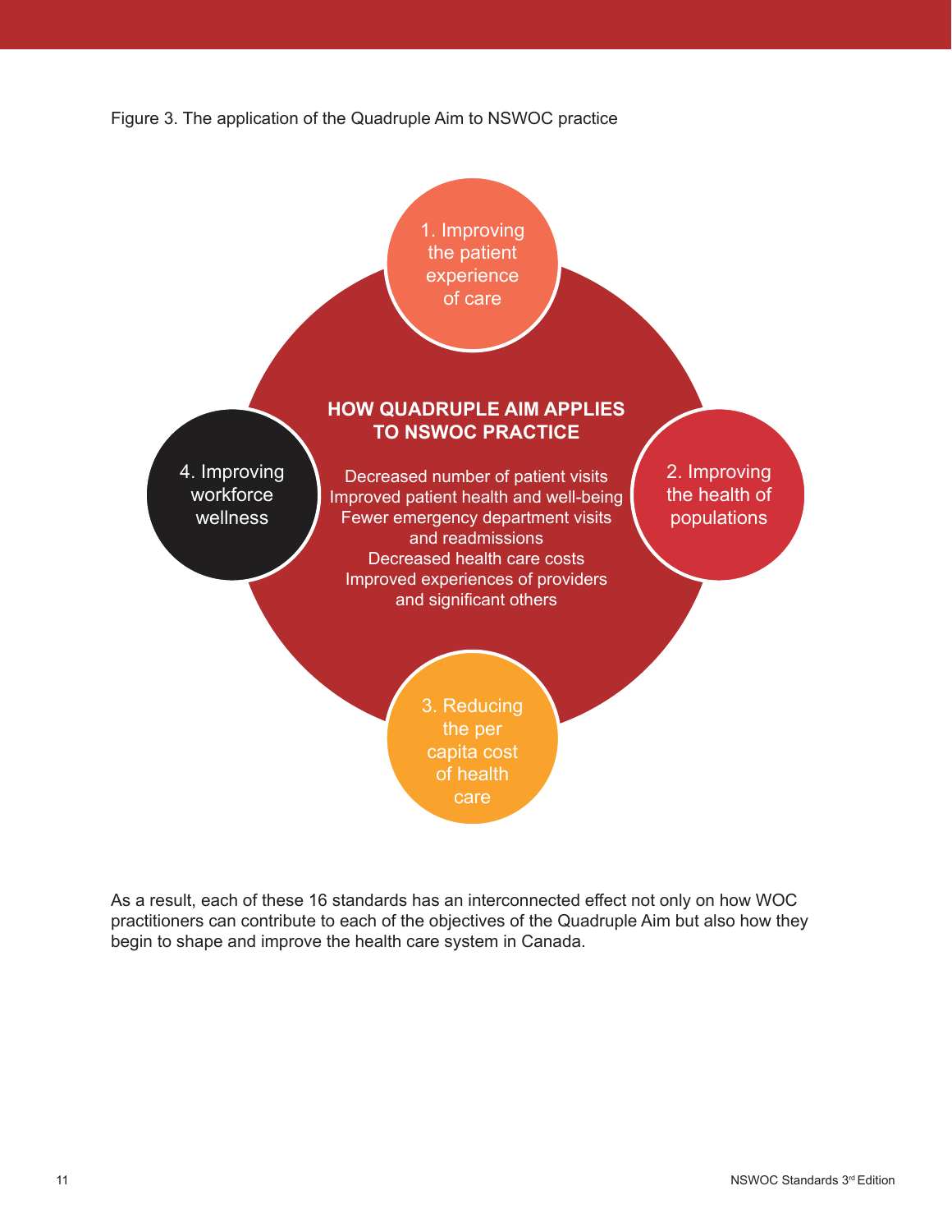Figure 3. The application of the Quadruple Aim to NSWOC practice

1. Improving the patient experience of care

2. Improving the health of populations

3. Reducing the per capita cost of health care

4. Improving workforce wellness

**HOW QUADRUPLE AIM APPLIES TO NSWOC PRACTICE**

Decreased number of patient visits
Improved patient health and well-being
Fewer emergency department visits and readmissions
Decreased health care costs
Improved experiences of providers and significant others

As a result, each of these 16 standards has an interconnected effect not only on how WOC practitioners can contribute to each of the objectives of the Quadruple Aim but also how they begin to shape and improve the health care system in Canada.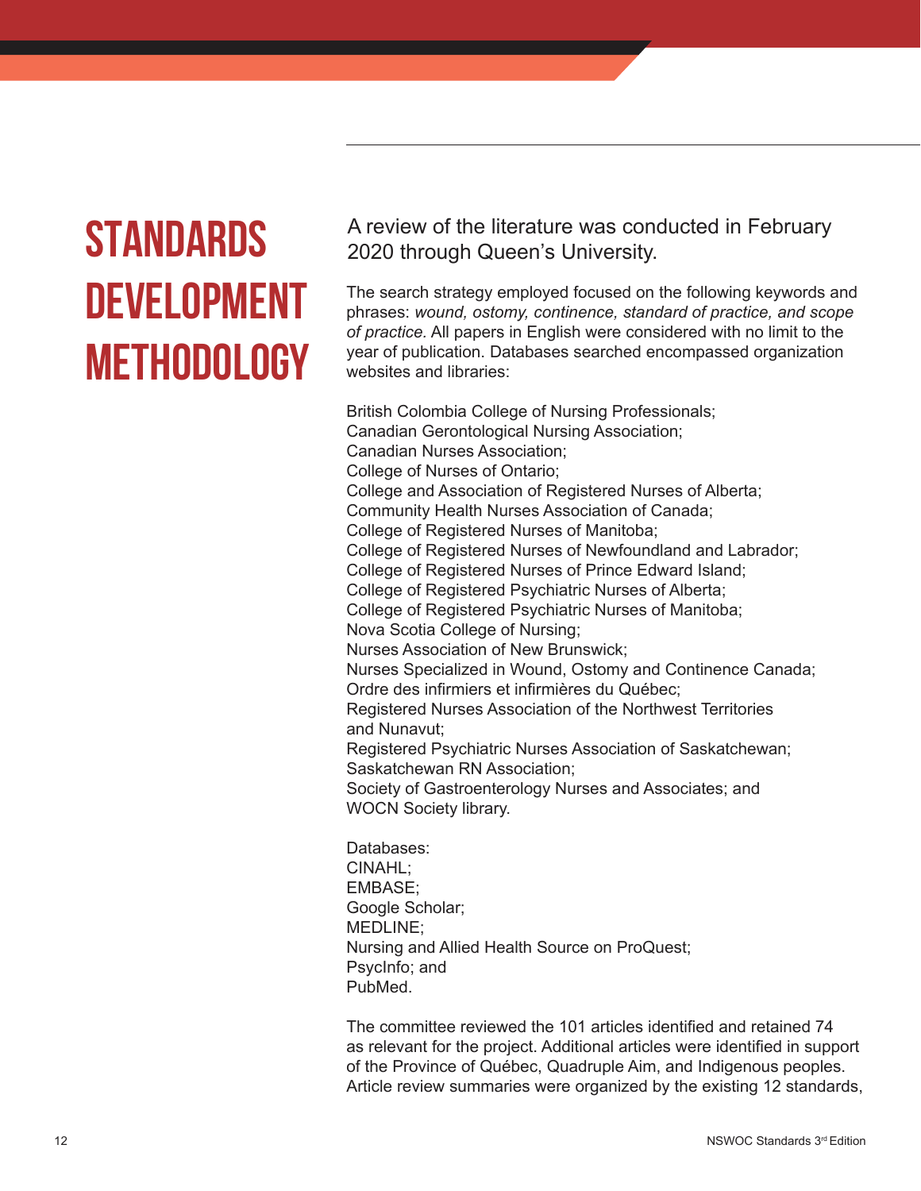# STANDARDS DEVELOPMENT METHODOLOGY

A review of the literature was conducted in February 2020 through Queen's University.

The search strategy employed focused on the following keywords and phrases: *wound, ostomy, continence, standard of practice, and scope of practice.* All papers in English were considered with no limit to the year of publication. Databases searched encompassed organization websites and libraries:

British Colombia College of Nursing Professionals;
Canadian Gerontological Nursing Association;
Canadian Nurses Association;
College of Nurses of Ontario;
College and Association of Registered Nurses of Alberta;
Community Health Nurses Association of Canada;
College of Registered Nurses of Manitoba;
College of Registered Nurses of Newfoundland and Labrador;
College of Registered Nurses of Prince Edward Island;
College of Registered Psychiatric Nurses of Alberta;
College of Registered Psychiatric Nurses of Manitoba;
Nova Scotia College of Nursing;
Nurses Association of New Brunswick;
Nurses Specialized in Wound, Ostomy and Continence Canada;
Ordre des infirmiers et infirmières du Québec;
Registered Nurses Association of the Northwest Territories and Nunavut;
Registered Psychiatric Nurses Association of Saskatchewan;
Saskatchewan RN Association;
Society of Gastroenterology Nurses and Associates; and
WOCN Society library.

Databases:
CINAHL;
EMBASE;
Google Scholar;
MEDLINE;
Nursing and Allied Health Source on ProQuest;
PsycInfo; and
PubMed.

The committee reviewed the 101 articles identified and retained 74 as relevant for the project. Additional articles were identified in support of the Province of Québec, Quadruple Aim, and Indigenous peoples. Article review summaries were organized by the existing 12 standards,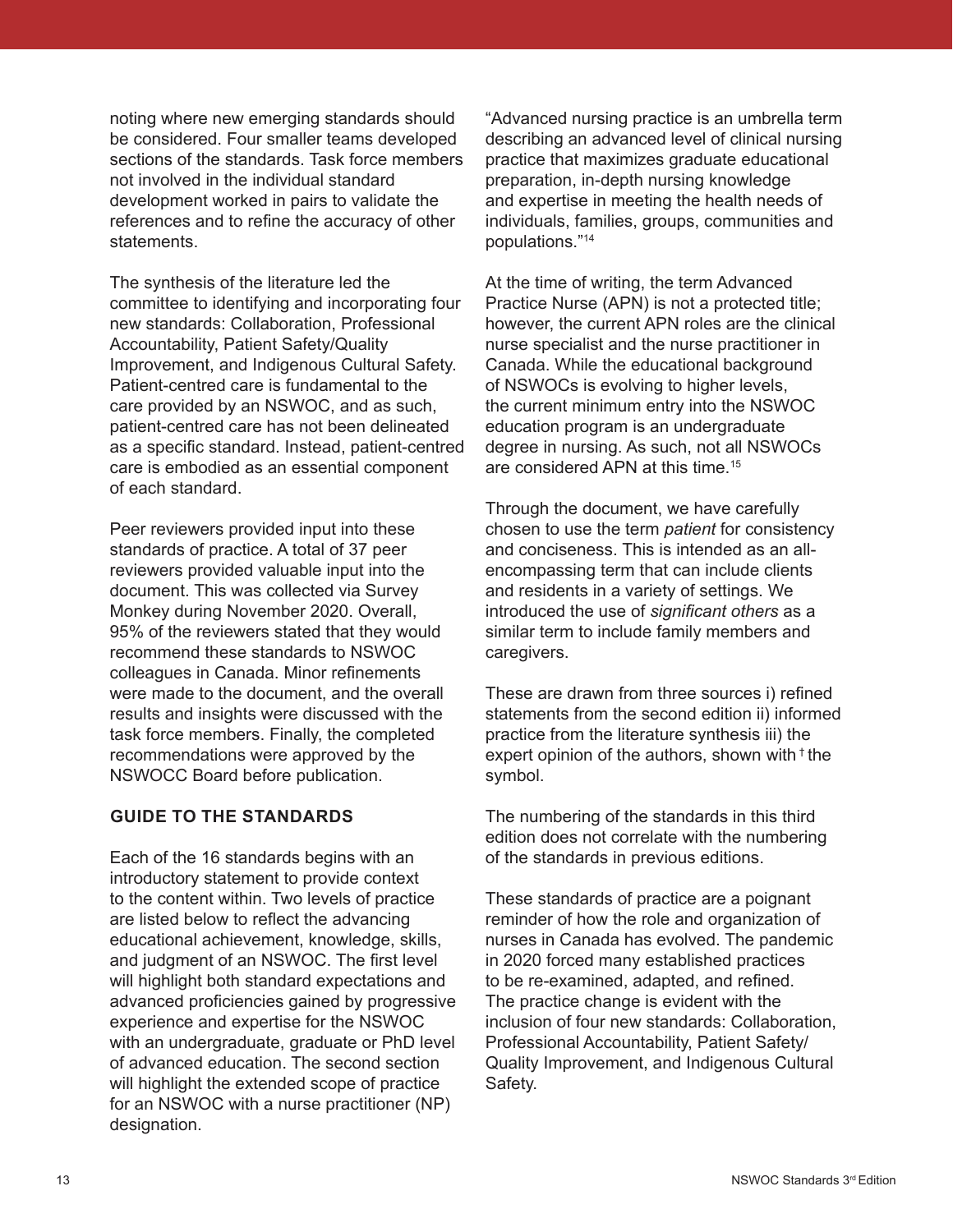noting where new emerging standards should be considered. Four smaller teams developed sections of the standards. Task force members not involved in the individual standard development worked in pairs to validate the references and to refine the accuracy of other statements.

The synthesis of the literature led the committee to identifying and incorporating four new standards: Collaboration, Professional Accountability, Patient Safety/Quality Improvement, and Indigenous Cultural Safety. Patient-centred care is fundamental to the care provided by an NSWOC, and as such, patient-centred care has not been delineated as a specific standard. Instead, patient-centred care is embodied as an essential component of each standard.

Peer reviewers provided input into these standards of practice. A total of 37 peer reviewers provided valuable input into the document. This was collected via Survey Monkey during November 2020. Overall, 95% of the reviewers stated that they would recommend these standards to NSWOC colleagues in Canada. Minor refinements were made to the document, and the overall results and insights were discussed with the task force members. Finally, the completed recommendations were approved by the NSWOCC Board before publication.

## GUIDE TO THE STANDARDS

Each of the 16 standards begins with an introductory statement to provide context to the content within. Two levels of practice are listed below to reflect the advancing educational achievement, knowledge, skills, and judgment of an NSWOC. The first level will highlight both standard expectations and advanced proficiencies gained by progressive experience and expertise for the NSWOC with an undergraduate, graduate or PhD level of advanced education. The second section will highlight the extended scope of practice for an NSWOC with a nurse practitioner (NP) designation.

"Advanced nursing practice is an umbrella term describing an advanced level of clinical nursing practice that maximizes graduate educational preparation, in-depth nursing knowledge and expertise in meeting the health needs of individuals, families, groups, communities and populations."[14]

At the time of writing, the term Advanced Practice Nurse (APN) is not a protected title; however, the current APN roles are the clinical nurse specialist and the nurse practitioner in Canada. While the educational background of NSWOCs is evolving to higher levels, the current minimum entry into the NSWOC education program is an undergraduate degree in nursing. As such, not all NSWOCs are considered APN at this time.[15]

Through the document, we have carefully chosen to use the term *patient* for consistency and conciseness. This is intended as an all-encompassing term that can include clients and residents in a variety of settings. We introduced the use of *significant others* as a similar term to include family members and caregivers.

These are drawn from three sources i) refined statements from the second edition ii) informed practice from the literature synthesis iii) the expert opinion of the authors, shown with † the symbol.

The numbering of the standards in this third edition does not correlate with the numbering of the standards in previous editions.

These standards of practice are a poignant reminder of how the role and organization of nurses in Canada has evolved. The pandemic in 2020 forced many established practices to be re-examined, adapted, and refined. The practice change is evident with the inclusion of four new standards: Collaboration, Professional Accountability, Patient Safety/Quality Improvement, and Indigenous Cultural Safety.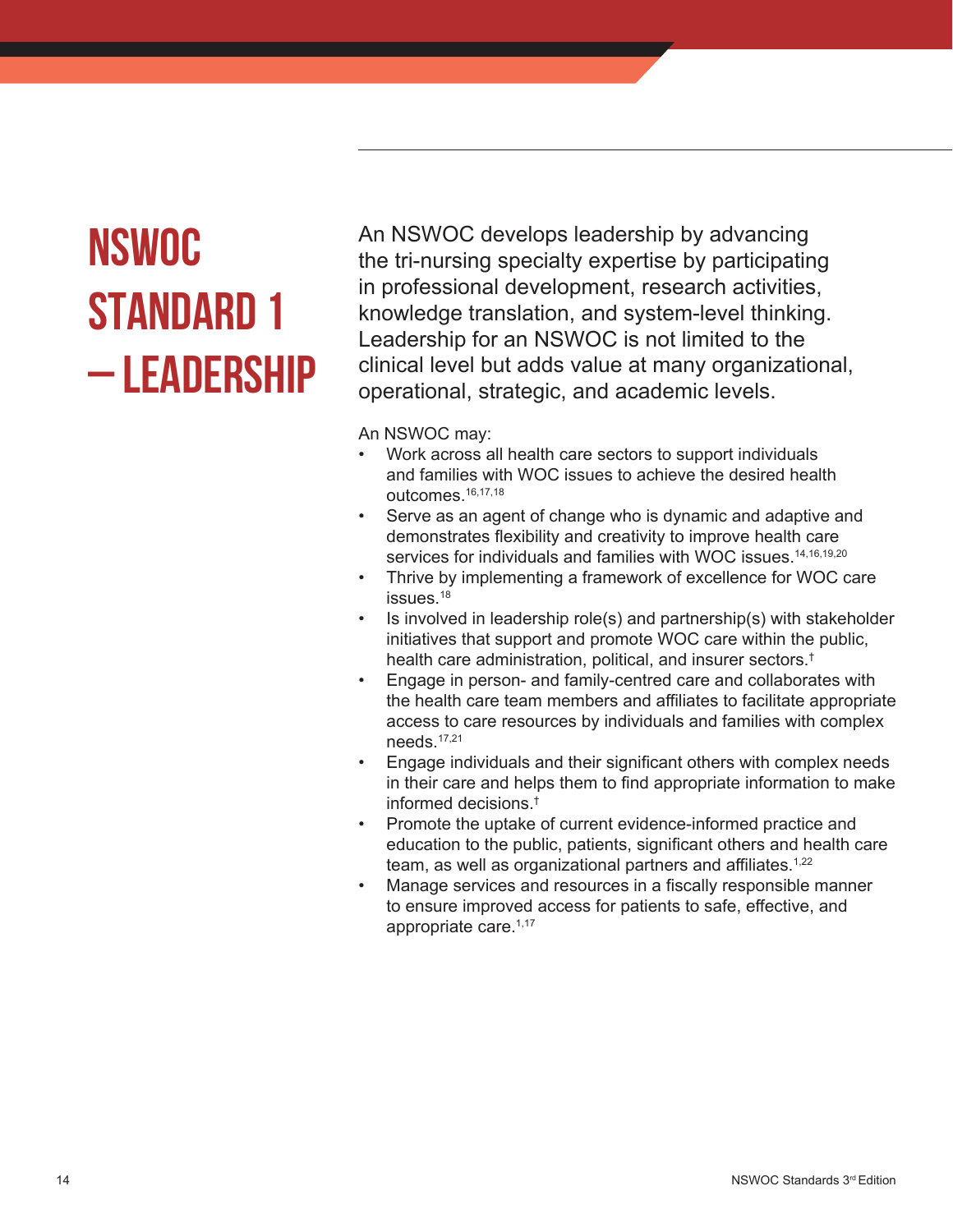# NSWOC Standard 1 – Leadership

An NSWOC develops leadership by advancing the tri-nursing specialty expertise by participating in professional development, research activities, knowledge translation, and system-level thinking. Leadership for an NSWOC is not limited to the clinical level but adds value at many organizational, operational, strategic, and academic levels.

An NSWOC may:

- Work across all health care sectors to support individuals and families with WOC issues to achieve the desired health outcomes.[16,17,18]
- Serve as an agent of change who is dynamic and adaptive and demonstrates flexibility and creativity to improve health care services for individuals and families with WOC issues.[14,16,19,20]
- Thrive by implementing a framework of excellence for WOC care issues.[18]
- Is involved in leadership role(s) and partnership(s) with stakeholder initiatives that support and promote WOC care within the public, health care administration, political, and insurer sectors.[†]
- Engage in person- and family-centred care and collaborates with the health care team members and affiliates to facilitate appropriate access to care resources by individuals and families with complex needs.[17,21]
- Engage individuals and their significant others with complex needs in their care and helps them to find appropriate information to make informed decisions.[†]
- Promote the uptake of current evidence-informed practice and education to the public, patients, significant others and health care team, as well as organizational partners and affiliates.[1,22]
- Manage services and resources in a fiscally responsible manner to ensure improved access for patients to safe, effective, and appropriate care.[1,17]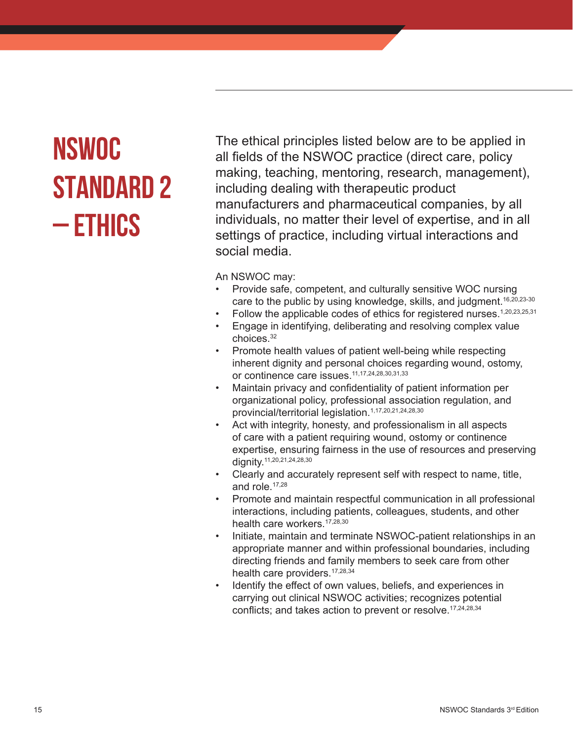# NSWOC Standard 2 – Ethics

The ethical principles listed below are to be applied in all fields of the NSWOC practice (direct care, policy making, teaching, mentoring, research, management), including dealing with therapeutic product manufacturers and pharmaceutical companies, by all individuals, no matter their level of expertise, and in all settings of practice, including virtual interactions and social media.

An NSWOC may:

- Provide safe, competent, and culturally sensitive WOC nursing care to the public by using knowledge, skills, and judgment.[16,20,23-30]
- Follow the applicable codes of ethics for registered nurses.[1,20,23,25,31]
- Engage in identifying, deliberating and resolving complex value choices.[32]
- Promote health values of patient well-being while respecting inherent dignity and personal choices regarding wound, ostomy, or continence care issues.[11,17,24,28,30,31,33]
- Maintain privacy and confidentiality of patient information per organizational policy, professional association regulation, and provincial/territorial legislation.[1,17,20,21,24,28,30]
- Act with integrity, honesty, and professionalism in all aspects of care with a patient requiring wound, ostomy or continence expertise, ensuring fairness in the use of resources and preserving dignity.[11,20,21,24,28,30]
- Clearly and accurately represent self with respect to name, title, and role.[17,28]
- Promote and maintain respectful communication in all professional interactions, including patients, colleagues, students, and other health care workers.[17,28,30]
- Initiate, maintain and terminate NSWOC-patient relationships in an appropriate manner and within professional boundaries, including directing friends and family members to seek care from other health care providers.[17,28,34]
- Identify the effect of own values, beliefs, and experiences in carrying out clinical NSWOC activities; recognizes potential conflicts; and takes action to prevent or resolve.[17,24,28,34]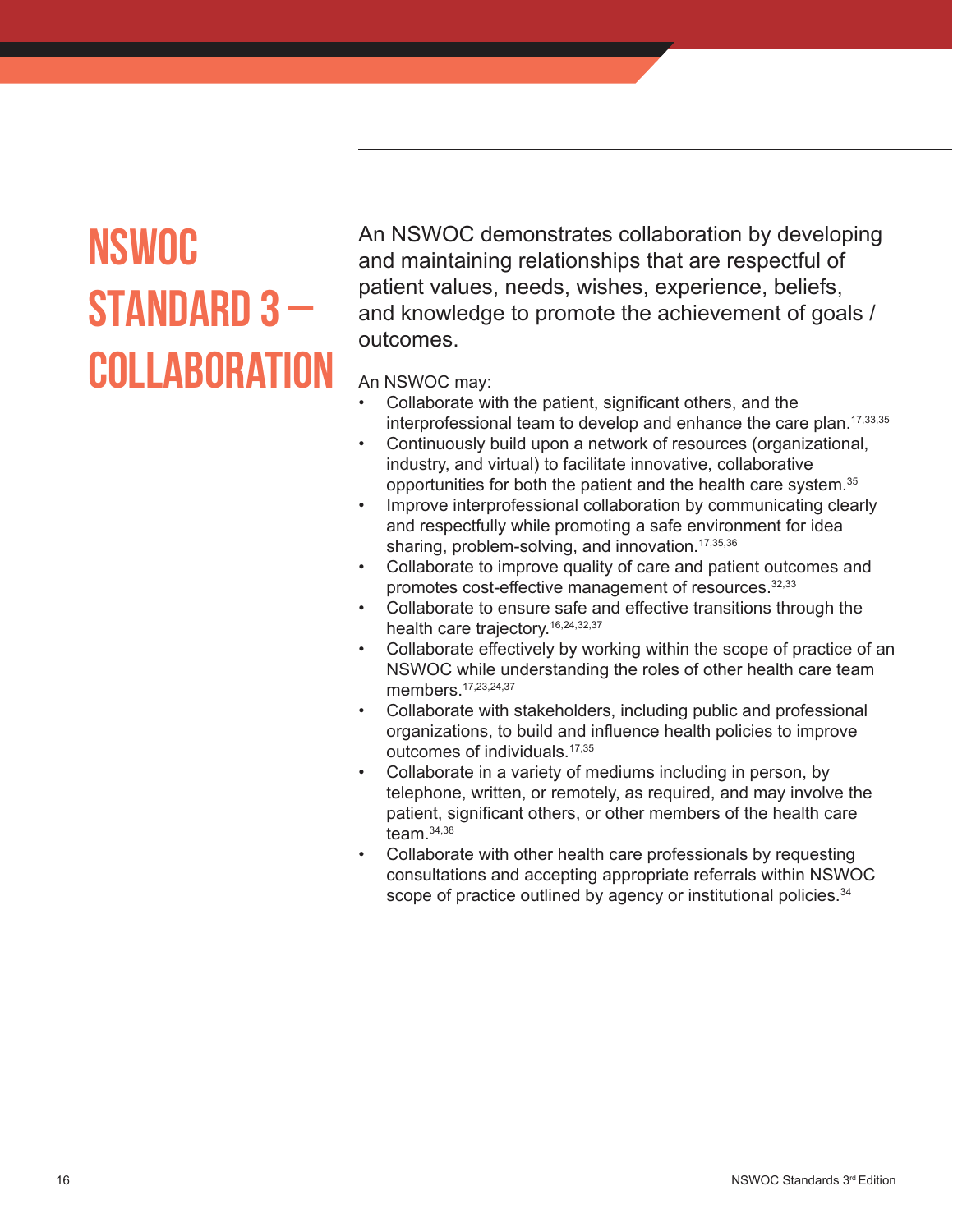# NSWOC Standard 3 – Collaboration

An NSWOC demonstrates collaboration by developing and maintaining relationships that are respectful of patient values, needs, wishes, experience, beliefs, and knowledge to promote the achievement of goals / outcomes.

An NSWOC may:

- Collaborate with the patient, significant others, and the interprofessional team to develop and enhance the care plan.[17,33,35]
- Continuously build upon a network of resources (organizational, industry, and virtual) to facilitate innovative, collaborative opportunities for both the patient and the health care system.[35]
- Improve interprofessional collaboration by communicating clearly and respectfully while promoting a safe environment for idea sharing, problem-solving, and innovation.[17,35,36]
- Collaborate to improve quality of care and patient outcomes and promotes cost-effective management of resources.[32,33]
- Collaborate to ensure safe and effective transitions through the health care trajectory.[16,24,32,37]
- Collaborate effectively by working within the scope of practice of an NSWOC while understanding the roles of other health care team members.[17,23,24,37]
- Collaborate with stakeholders, including public and professional organizations, to build and influence health policies to improve outcomes of individuals.[17,35]
- Collaborate in a variety of mediums including in person, by telephone, written, or remotely, as required, and may involve the patient, significant others, or other members of the health care team.[34,38]
- Collaborate with other health care professionals by requesting consultations and accepting appropriate referrals within NSWOC scope of practice outlined by agency or institutional policies.[34]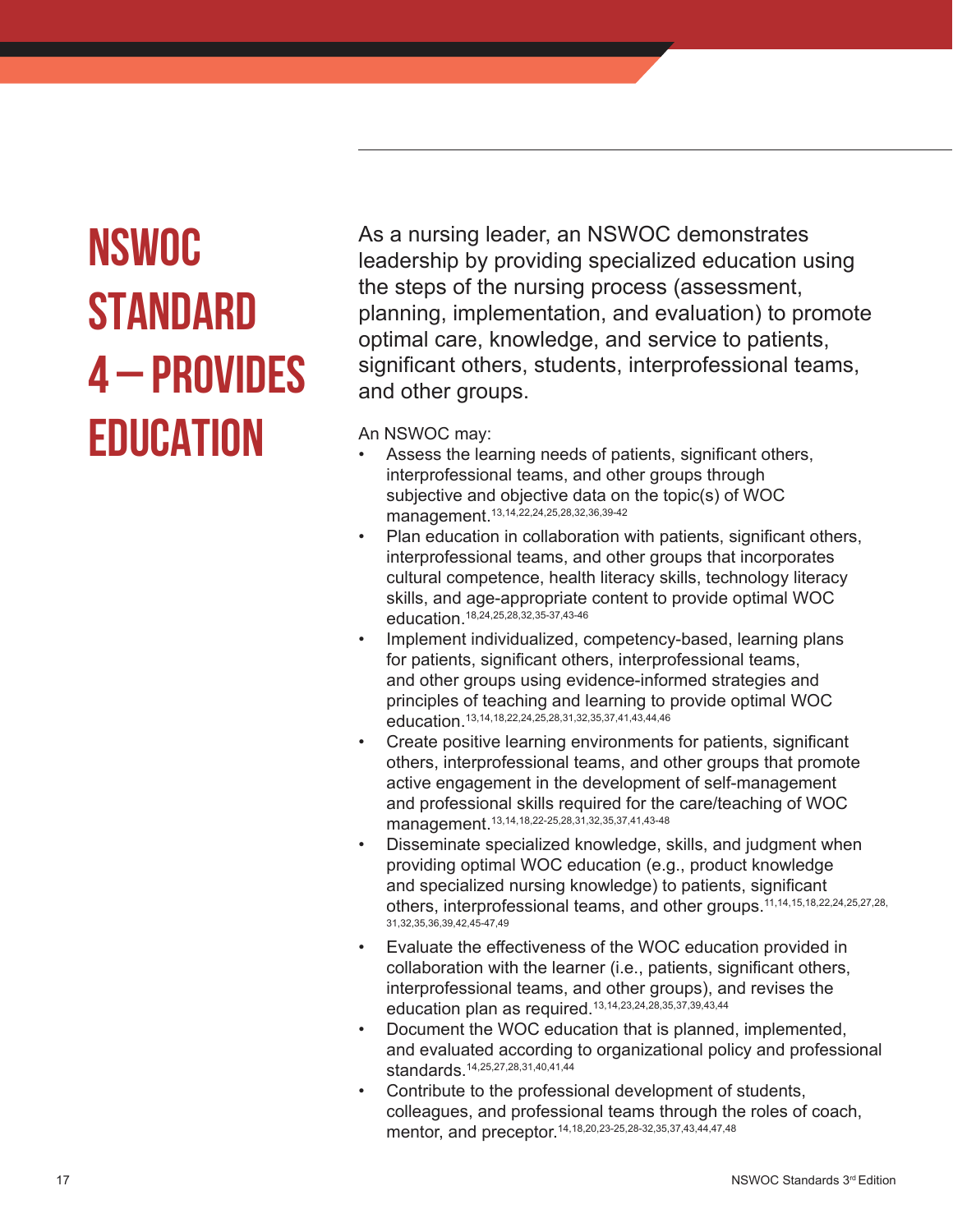# NSWOC Standard 4 – Provides Education

As a nursing leader, an NSWOC demonstrates leadership by providing specialized education using the steps of the nursing process (assessment, planning, implementation, and evaluation) to promote optimal care, knowledge, and service to patients, significant others, students, interprofessional teams, and other groups.

An NSWOC may:

- Assess the learning needs of patients, significant others, interprofessional teams, and other groups through subjective and objective data on the topic(s) of WOC management.[13,14,22,24,25,28,32,36,39-42]
- Plan education in collaboration with patients, significant others, interprofessional teams, and other groups that incorporates cultural competence, health literacy skills, technology literacy skills, and age-appropriate content to provide optimal WOC education.[18,24,25,28,32,35-37,43-46]
- Implement individualized, competency-based, learning plans for patients, significant others, interprofessional teams, and other groups using evidence-informed strategies and principles of teaching and learning to provide optimal WOC education.[13,14,18,22,24,25,28,31,32,35,37,41,43,44,46]
- Create positive learning environments for patients, significant others, interprofessional teams, and other groups that promote active engagement in the development of self-management and professional skills required for the care/teaching of WOC management.[13,14,18,22-25,28,31,32,35,37,41,43-48]
- Disseminate specialized knowledge, skills, and judgment when providing optimal WOC education (e.g., product knowledge and specialized nursing knowledge) to patients, significant others, interprofessional teams, and other groups.[11,14,15,18,22,24,25,27,28,31,32,35,36,39,42,45-47,49]
- Evaluate the effectiveness of the WOC education provided in collaboration with the learner (i.e., patients, significant others, interprofessional teams, and other groups), and revises the education plan as required.[13,14,23,24,28,35,37,39,43,44]
- Document the WOC education that is planned, implemented, and evaluated according to organizational policy and professional standards.[14,25,27,28,31,40,41,44]
- Contribute to the professional development of students, colleagues, and professional teams through the roles of coach, mentor, and preceptor.[14,18,20,23-25,28-32,35,37,43,44,47,48]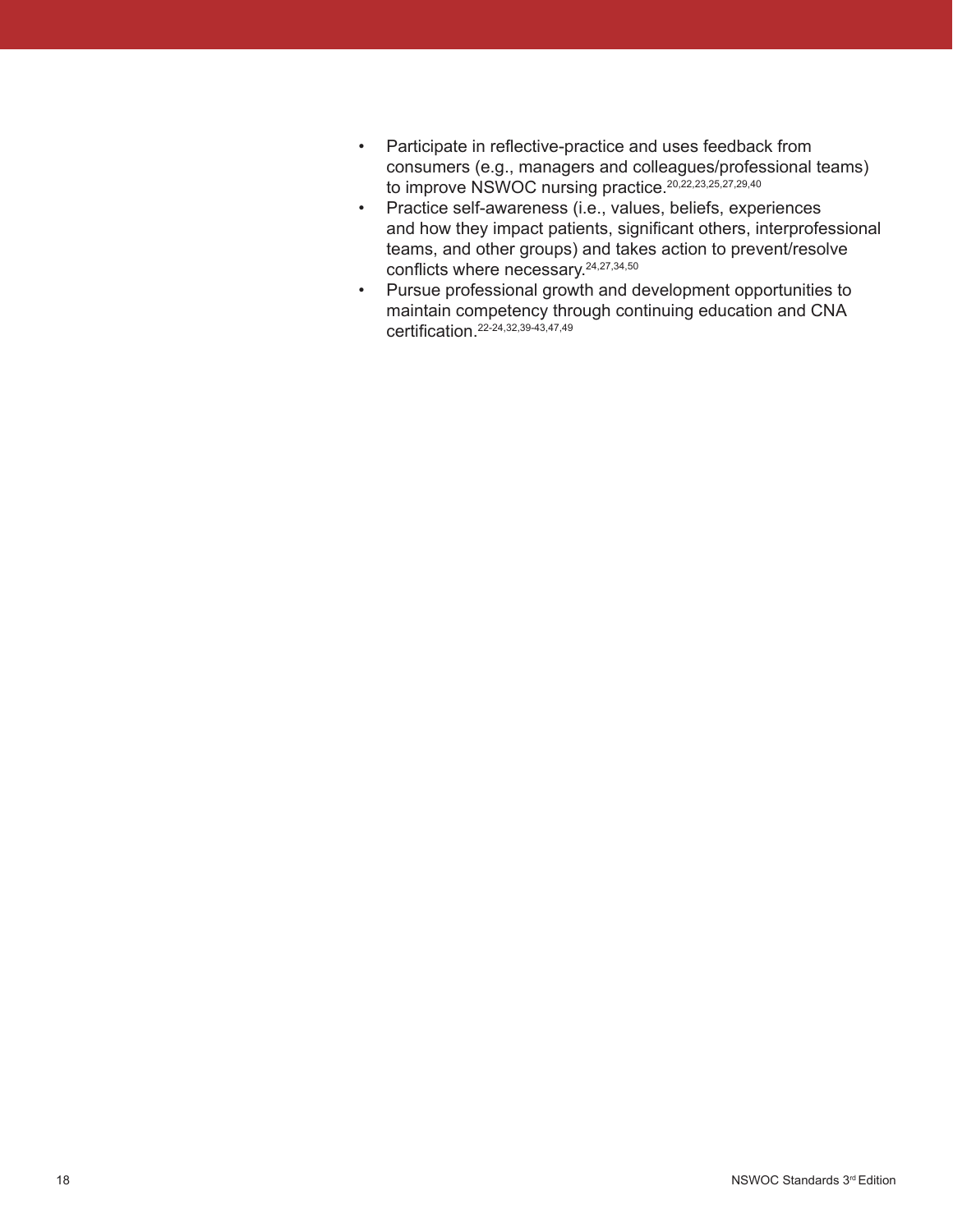- Participate in reflective-practice and uses feedback from consumers (e.g., managers and colleagues/professional teams) to improve NSWOC nursing practice.[20,22,23,25,27,29,40]
- Practice self-awareness (i.e., values, beliefs, experiences and how they impact patients, significant others, interprofessional teams, and other groups) and takes action to prevent/resolve conflicts where necessary.[24,27,34,50]
- Pursue professional growth and development opportunities to maintain competency through continuing education and CNA certification.[22-24,32,39-43,47,49]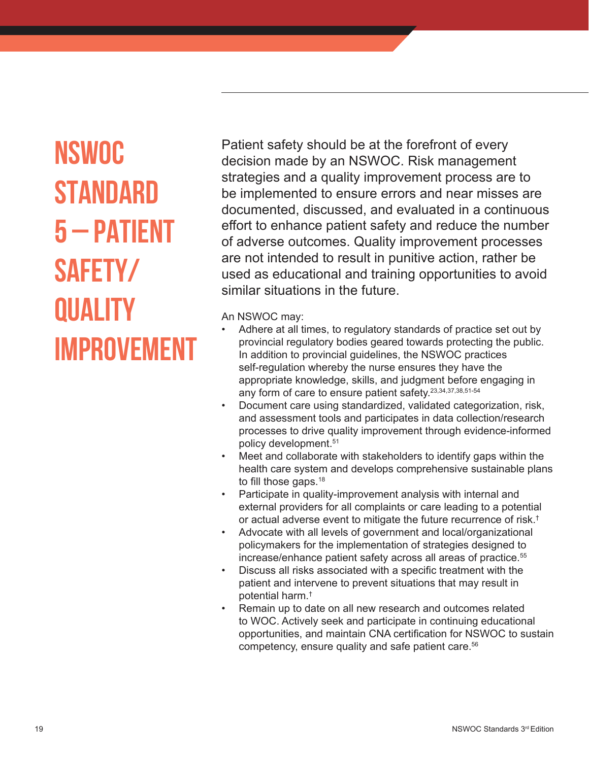# NSWOC STANDARD 5 – PATIENT SAFETY/ QUALITY IMPROVEMENT

Patient safety should be at the forefront of every decision made by an NSWOC. Risk management strategies and a quality improvement process are to be implemented to ensure errors and near misses are documented, discussed, and evaluated in a continuous effort to enhance patient safety and reduce the number of adverse outcomes. Quality improvement processes are not intended to result in punitive action, rather be used as educational and training opportunities to avoid similar situations in the future.

An NSWOC may:

- Adhere at all times, to regulatory standards of practice set out by provincial regulatory bodies geared towards protecting the public. In addition to provincial guidelines, the NSWOC practices self-regulation whereby the nurse ensures they have the appropriate knowledge, skills, and judgment before engaging in any form of care to ensure patient safety.[23,34,37,38,51-54]
- Document care using standardized, validated categorization, risk, and assessment tools and participates in data collection/research processes to drive quality improvement through evidence-informed policy development.[51]
- Meet and collaborate with stakeholders to identify gaps within the health care system and develops comprehensive sustainable plans to fill those gaps.[18]
- Participate in quality-improvement analysis with internal and external providers for all complaints or care leading to a potential or actual adverse event to mitigate the future recurrence of risk.[†]
- Advocate with all levels of government and local/organizational policymakers for the implementation of strategies designed to increase/enhance patient safety across all areas of practice.[55]
- Discuss all risks associated with a specific treatment with the patient and intervene to prevent situations that may result in potential harm.[†]
- Remain up to date on all new research and outcomes related to WOC. Actively seek and participate in continuing educational opportunities, and maintain CNA certification for NSWOC to sustain competency, ensure quality and safe patient care.[56]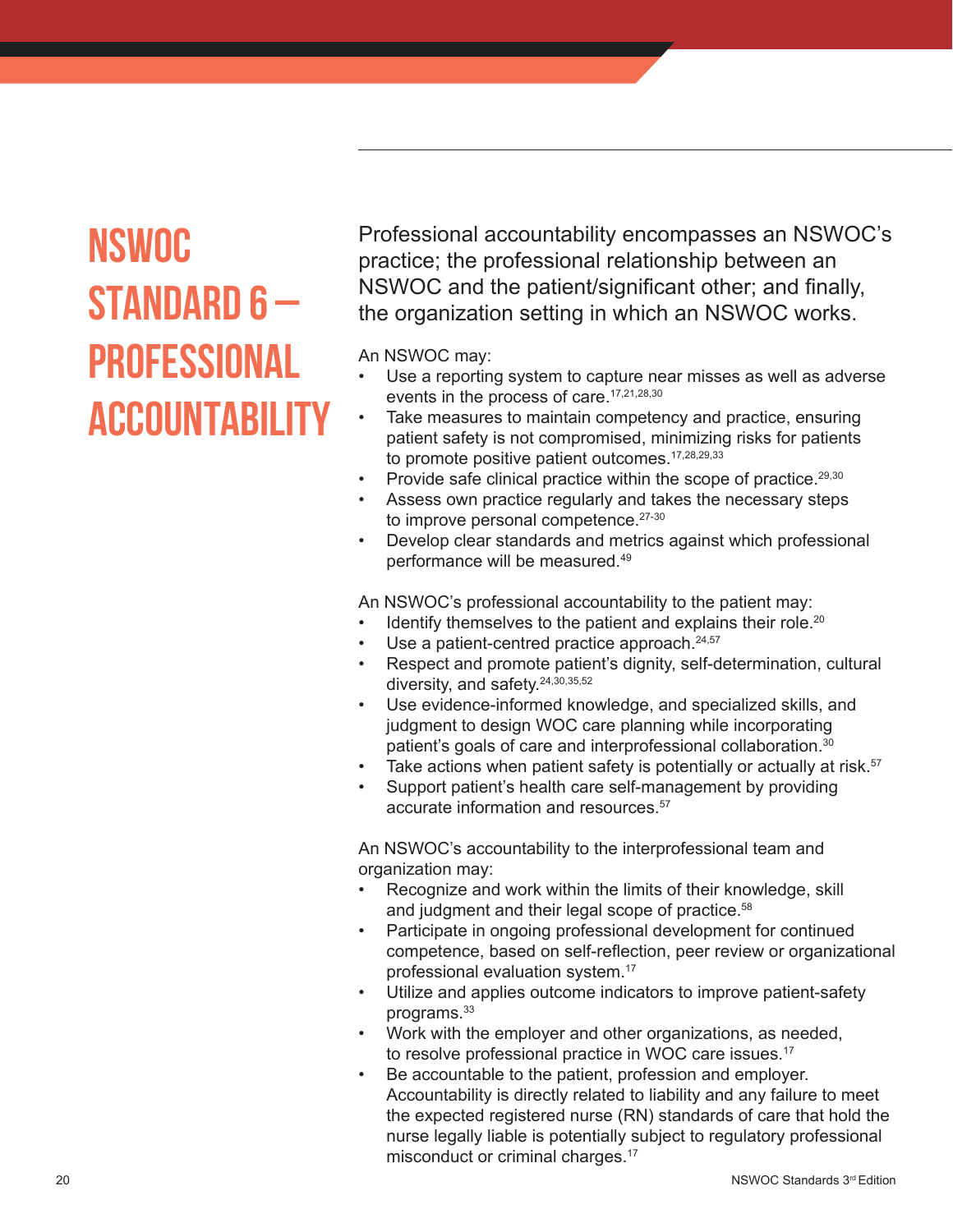# NSWOC Standard 6 – Professional Accountability

Professional accountability encompasses an NSWOC's practice; the professional relationship between an NSWOC and the patient/significant other; and finally, the organization setting in which an NSWOC works.

An NSWOC may:

- Use a reporting system to capture near misses as well as adverse events in the process of care.[17,21,28,30]
- Take measures to maintain competency and practice, ensuring patient safety is not compromised, minimizing risks for patients to promote positive patient outcomes.[17,28,29,33]
- Provide safe clinical practice within the scope of practice.[29,30]
- Assess own practice regularly and takes the necessary steps to improve personal competence.[27-30]
- Develop clear standards and metrics against which professional performance will be measured.[49]

An NSWOC's professional accountability to the patient may:

- Identify themselves to the patient and explains their role.[20]
- Use a patient-centred practice approach.[24,57]
- Respect and promote patient's dignity, self-determination, cultural diversity, and safety.[24,30,35,52]
- Use evidence-informed knowledge, and specialized skills, and judgment to design WOC care planning while incorporating patient's goals of care and interprofessional collaboration.[30]
- Take actions when patient safety is potentially or actually at risk.[57]
- Support patient's health care self-management by providing accurate information and resources.[57]

An NSWOC's accountability to the interprofessional team and organization may:

- Recognize and work within the limits of their knowledge, skill and judgment and their legal scope of practice.[58]
- Participate in ongoing professional development for continued competence, based on self-reflection, peer review or organizational professional evaluation system.[17]
- Utilize and applies outcome indicators to improve patient-safety programs.[33]
- Work with the employer and other organizations, as needed, to resolve professional practice in WOC care issues.[17]
- Be accountable to the patient, profession and employer. Accountability is directly related to liability and any failure to meet the expected registered nurse (RN) standards of care that hold the nurse legally liable is potentially subject to regulatory professional misconduct or criminal charges.[17]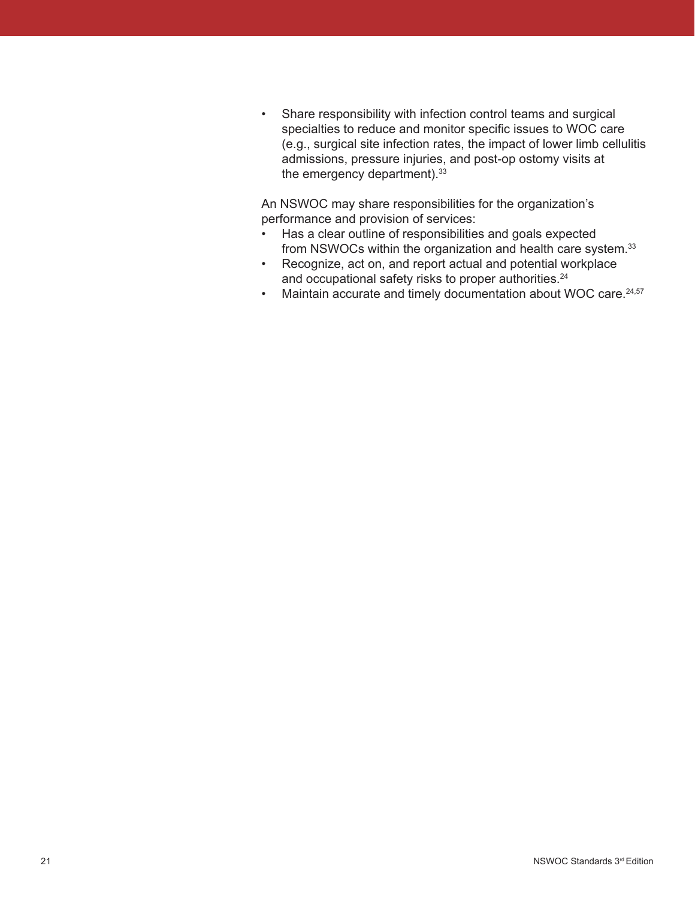- Share responsibility with infection control teams and surgical specialties to reduce and monitor specific issues to WOC care (e.g., surgical site infection rates, the impact of lower limb cellulitis admissions, pressure injuries, and post-op ostomy visits at the emergency department).[33]

An NSWOC may share responsibilities for the organization's performance and provision of services:

- Has a clear outline of responsibilities and goals expected from NSWOCs within the organization and health care system.[33]
- Recognize, act on, and report actual and potential workplace and occupational safety risks to proper authorities.[24]
- Maintain accurate and timely documentation about WOC care.[24,57]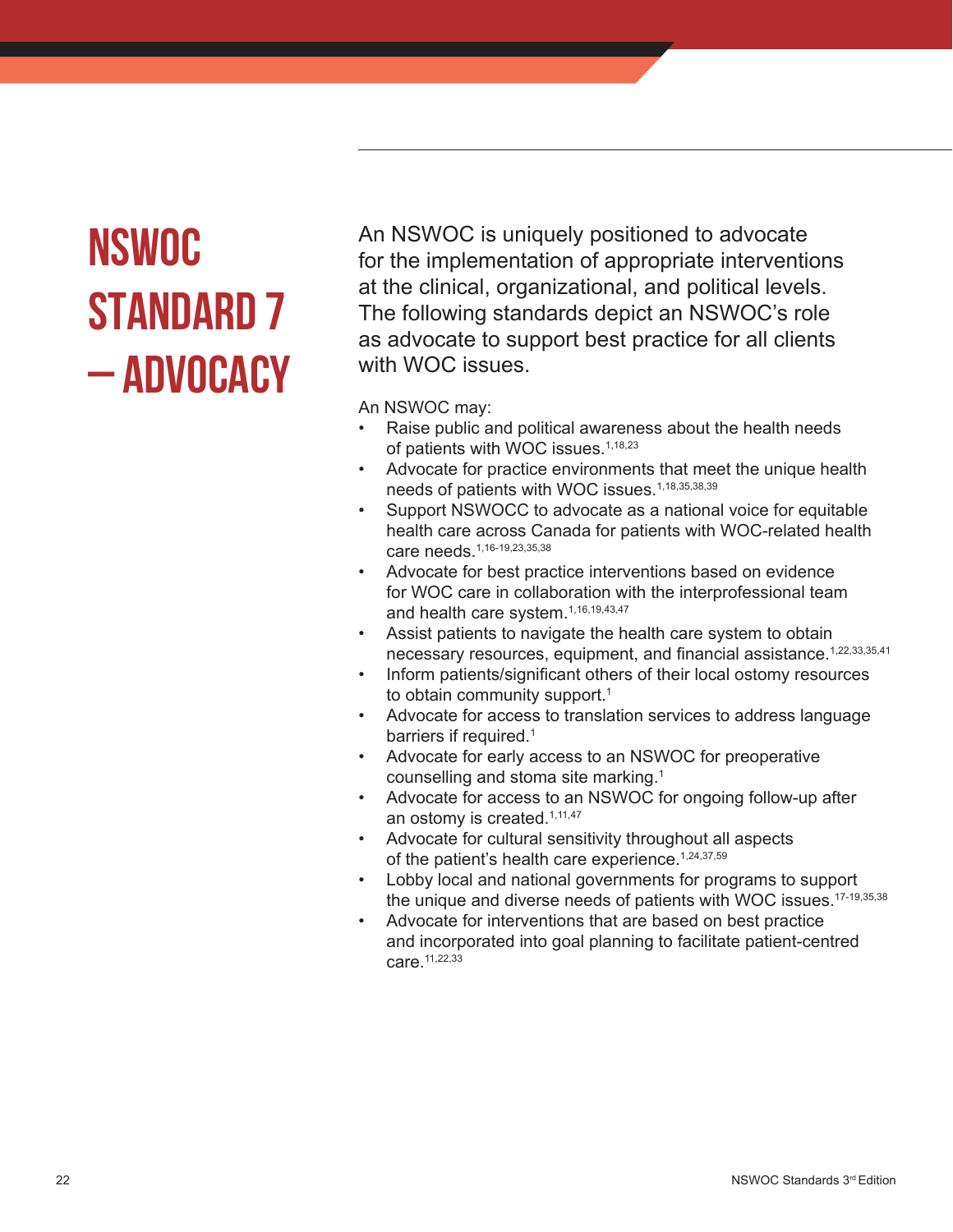# NSWOC STANDARD 7 – ADVOCACY

An NSWOC is uniquely positioned to advocate for the implementation of appropriate interventions at the clinical, organizational, and political levels. The following standards depict an NSWOC's role as advocate to support best practice for all clients with WOC issues.

An NSWOC may:

- Raise public and political awareness about the health needs of patients with WOC issues.[1,18,23]
- Advocate for practice environments that meet the unique health needs of patients with WOC issues.[1,18,35,38,39]
- Support NSWOCC to advocate as a national voice for equitable health care across Canada for patients with WOC-related health care needs.[1,16-19,23,35,38]
- Advocate for best practice interventions based on evidence for WOC care in collaboration with the interprofessional team and health care system.[1,16,19,43,47]
- Assist patients to navigate the health care system to obtain necessary resources, equipment, and financial assistance.[1,22,33,35,41]
- Inform patients/significant others of their local ostomy resources to obtain community support.[1]
- Advocate for access to translation services to address language barriers if required.[1]
- Advocate for early access to an NSWOC for preoperative counselling and stoma site marking.[1]
- Advocate for access to an NSWOC for ongoing follow-up after an ostomy is created.[1,11,47]
- Advocate for cultural sensitivity throughout all aspects of the patient's health care experience.[1,24,37,59]
- Lobby local and national governments for programs to support the unique and diverse needs of patients with WOC issues.[17-19,35,38]
- Advocate for interventions that are based on best practice and incorporated into goal planning to facilitate patient-centred care.[11,22,33]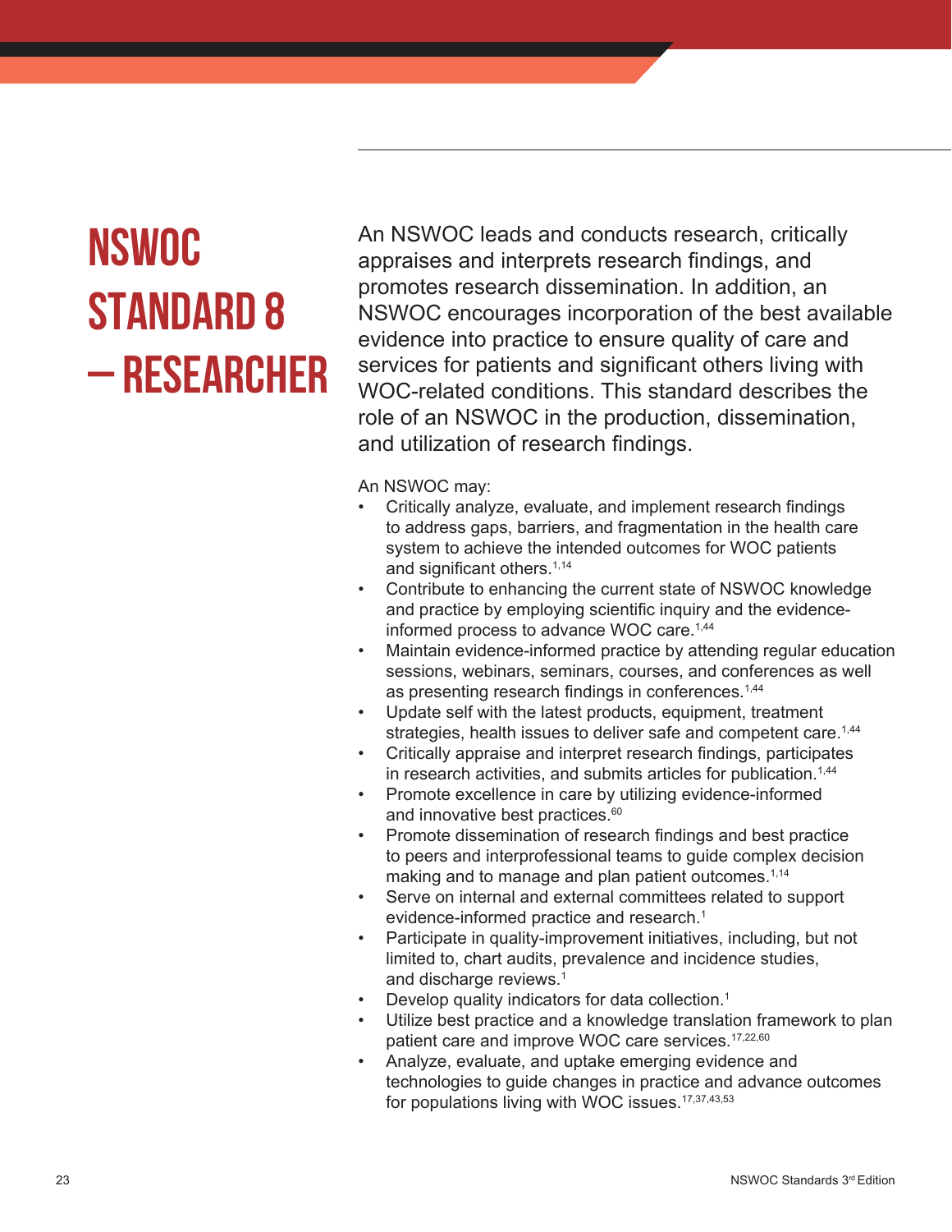# NSWOC Standard 8 – Researcher

An NSWOC leads and conducts research, critically appraises and interprets research findings, and promotes research dissemination. In addition, an NSWOC encourages incorporation of the best available evidence into practice to ensure quality of care and services for patients and significant others living with WOC-related conditions. This standard describes the role of an NSWOC in the production, dissemination, and utilization of research findings.

An NSWOC may:

- Critically analyze, evaluate, and implement research findings to address gaps, barriers, and fragmentation in the health care system to achieve the intended outcomes for WOC patients and significant others.[1,14]
- Contribute to enhancing the current state of NSWOC knowledge and practice by employing scientific inquiry and the evidence-informed process to advance WOC care.[1,44]
- Maintain evidence-informed practice by attending regular education sessions, webinars, seminars, courses, and conferences as well as presenting research findings in conferences.[1,44]
- Update self with the latest products, equipment, treatment strategies, health issues to deliver safe and competent care.[1,44]
- Critically appraise and interpret research findings, participates in research activities, and submits articles for publication.[1,44]
- Promote excellence in care by utilizing evidence-informed and innovative best practices.[60]
- Promote dissemination of research findings and best practice to peers and interprofessional teams to guide complex decision making and to manage and plan patient outcomes.[1,14]
- Serve on internal and external committees related to support evidence-informed practice and research.[1]
- Participate in quality-improvement initiatives, including, but not limited to, chart audits, prevalence and incidence studies, and discharge reviews.[1]
- Develop quality indicators for data collection.[1]
- Utilize best practice and a knowledge translation framework to plan patient care and improve WOC care services.[17,22,60]
- Analyze, evaluate, and uptake emerging evidence and technologies to guide changes in practice and advance outcomes for populations living with WOC issues.[17,37,43,53]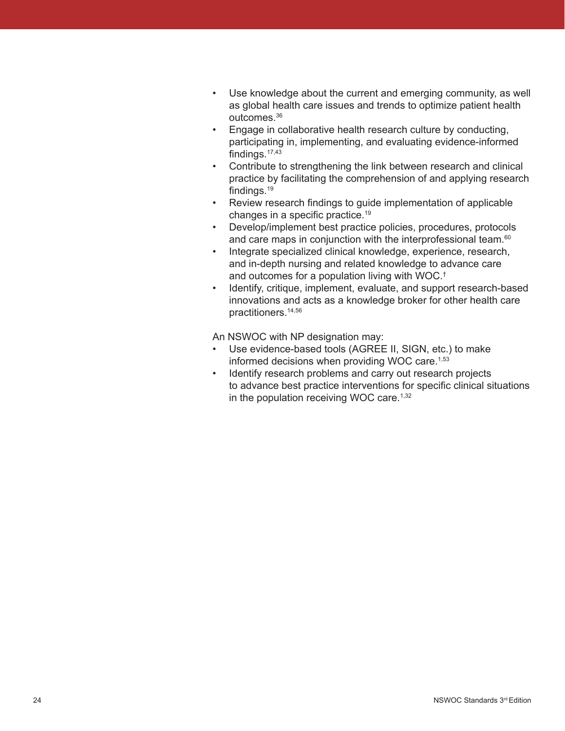- Use knowledge about the current and emerging community, as well as global health care issues and trends to optimize patient health outcomes.[36]
- Engage in collaborative health research culture by conducting, participating in, implementing, and evaluating evidence-informed findings.[17,43]
- Contribute to strengthening the link between research and clinical practice by facilitating the comprehension of and applying research findings.[19]
- Review research findings to guide implementation of applicable changes in a specific practice.[19]
- Develop/implement best practice policies, procedures, protocols and care maps in conjunction with the interprofessional team.[60]
- Integrate specialized clinical knowledge, experience, research, and in-depth nursing and related knowledge to advance care and outcomes for a population living with WOC.[†]
- Identify, critique, implement, evaluate, and support research-based innovations and acts as a knowledge broker for other health care practitioners.[14,56]

An NSWOC with NP designation may:

- Use evidence-based tools (AGREE II, SIGN, etc.) to make informed decisions when providing WOC care.[1,53]
- Identify research problems and carry out research projects to advance best practice interventions for specific clinical situations in the population receiving WOC care.[1,32]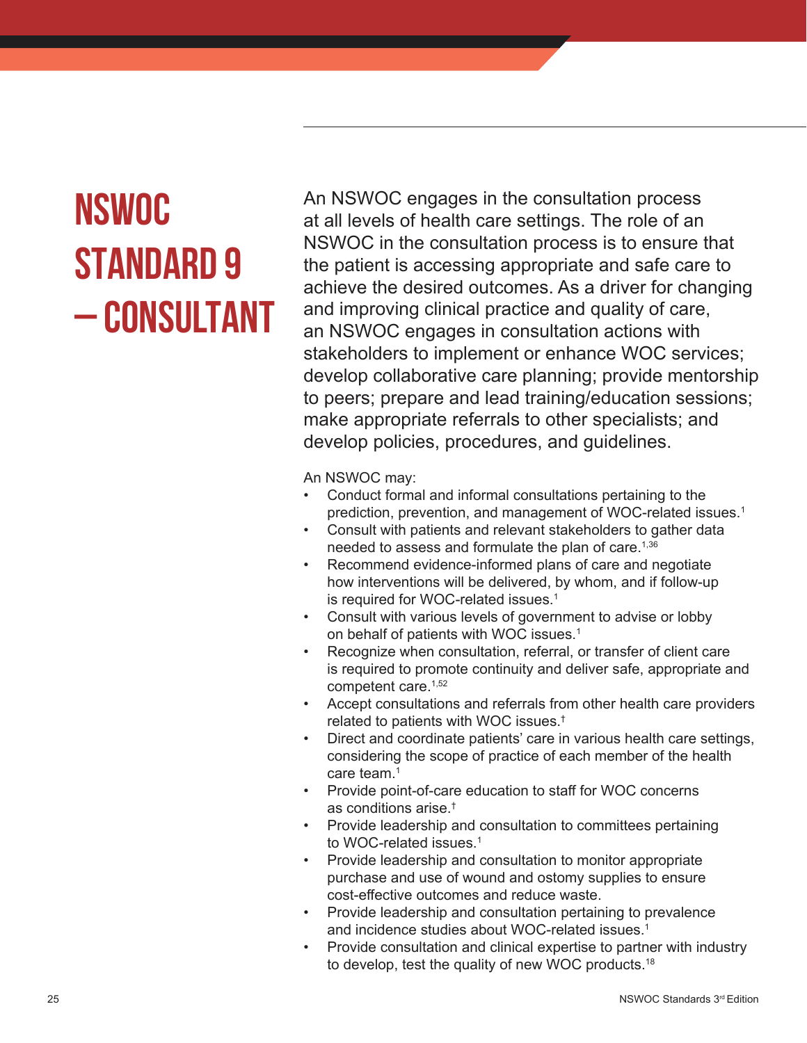# NSWOC STANDARD 9 – CONSULTANT

An NSWOC engages in the consultation process at all levels of health care settings. The role of an NSWOC in the consultation process is to ensure that the patient is accessing appropriate and safe care to achieve the desired outcomes. As a driver for changing and improving clinical practice and quality of care, an NSWOC engages in consultation actions with stakeholders to implement or enhance WOC services; develop collaborative care planning; provide mentorship to peers; prepare and lead training/education sessions; make appropriate referrals to other specialists; and develop policies, procedures, and guidelines.

An NSWOC may:

- Conduct formal and informal consultations pertaining to the prediction, prevention, and management of WOC-related issues.[1]
- Consult with patients and relevant stakeholders to gather data needed to assess and formulate the plan of care.[1,36]
- Recommend evidence-informed plans of care and negotiate how interventions will be delivered, by whom, and if follow-up is required for WOC-related issues.[1]
- Consult with various levels of government to advise or lobby on behalf of patients with WOC issues.[1]
- Recognize when consultation, referral, or transfer of client care is required to promote continuity and deliver safe, appropriate and competent care.[1,52]
- Accept consultations and referrals from other health care providers related to patients with WOC issues.[†]
- Direct and coordinate patients' care in various health care settings, considering the scope of practice of each member of the health care team.[1]
- Provide point-of-care education to staff for WOC concerns as conditions arise.[†]
- Provide leadership and consultation to committees pertaining to WOC-related issues.[1]
- Provide leadership and consultation to monitor appropriate purchase and use of wound and ostomy supplies to ensure cost-effective outcomes and reduce waste.
- Provide leadership and consultation pertaining to prevalence and incidence studies about WOC-related issues.[1]
- Provide consultation and clinical expertise to partner with industry to develop, test the quality of new WOC products.[18]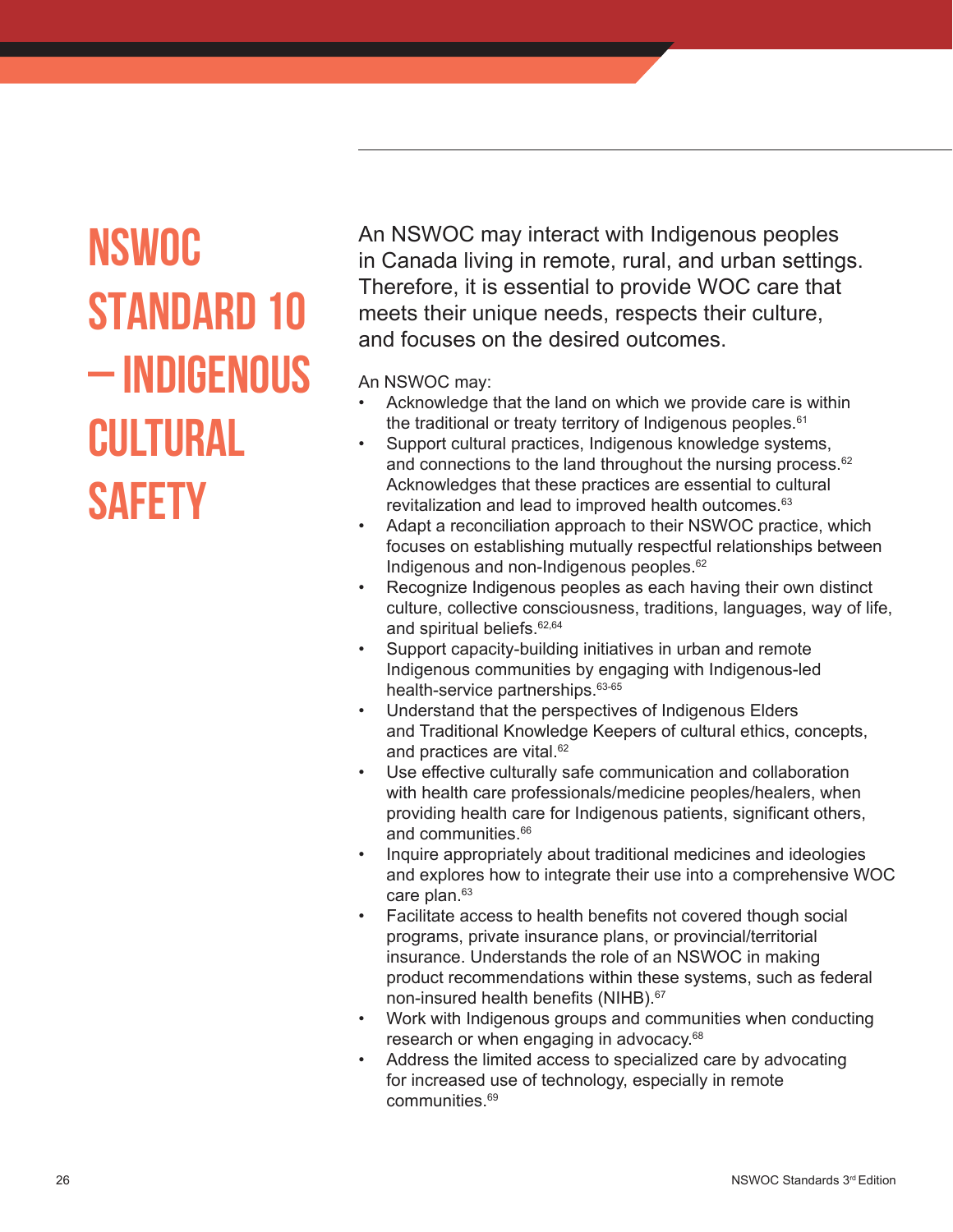# NSWOC STANDARD 10 – INDIGENOUS CULTURAL SAFETY

An NSWOC may interact with Indigenous peoples in Canada living in remote, rural, and urban settings. Therefore, it is essential to provide WOC care that meets their unique needs, respects their culture, and focuses on the desired outcomes.

An NSWOC may:

- Acknowledge that the land on which we provide care is within the traditional or treaty territory of Indigenous peoples.[61]
- Support cultural practices, Indigenous knowledge systems, and connections to the land throughout the nursing process.[62] Acknowledges that these practices are essential to cultural revitalization and lead to improved health outcomes.[63]
- Adapt a reconciliation approach to their NSWOC practice, which focuses on establishing mutually respectful relationships between Indigenous and non-Indigenous peoples.[62]
- Recognize Indigenous peoples as each having their own distinct culture, collective consciousness, traditions, languages, way of life, and spiritual beliefs.[62,64]
- Support capacity-building initiatives in urban and remote Indigenous communities by engaging with Indigenous-led health-service partnerships.[63-65]
- Understand that the perspectives of Indigenous Elders and Traditional Knowledge Keepers of cultural ethics, concepts, and practices are vital.[62]
- Use effective culturally safe communication and collaboration with health care professionals/medicine peoples/healers, when providing health care for Indigenous patients, significant others, and communities.[66]
- Inquire appropriately about traditional medicines and ideologies and explores how to integrate their use into a comprehensive WOC care plan.[63]
- Facilitate access to health benefits not covered though social programs, private insurance plans, or provincial/territorial insurance. Understands the role of an NSWOC in making product recommendations within these systems, such as federal non-insured health benefits (NIHB).[67]
- Work with Indigenous groups and communities when conducting research or when engaging in advocacy.[68]
- Address the limited access to specialized care by advocating for increased use of technology, especially in remote communities.[69]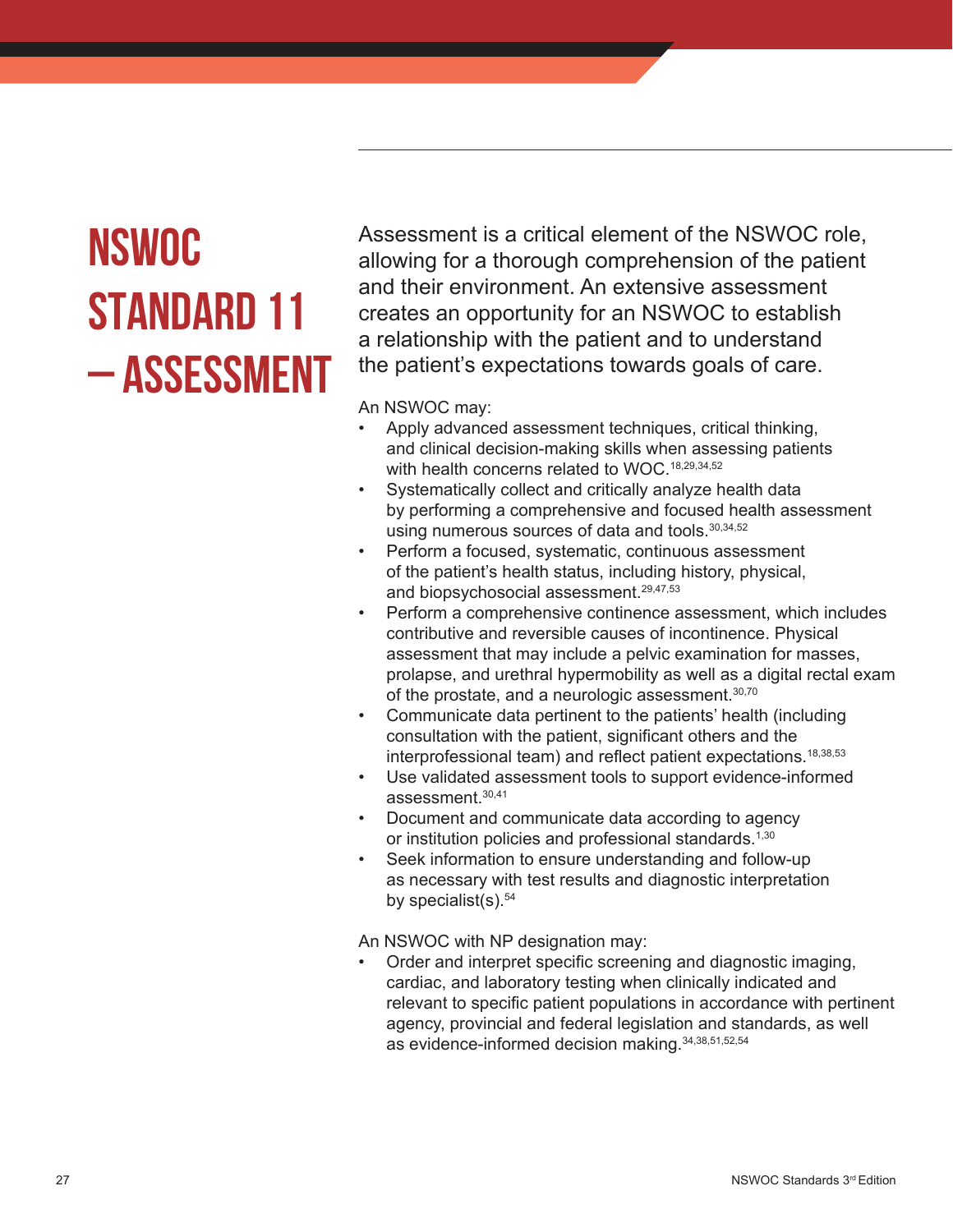# NSWOC STANDARD 11 – ASSESSMENT

Assessment is a critical element of the NSWOC role, allowing for a thorough comprehension of the patient and their environment. An extensive assessment creates an opportunity for an NSWOC to establish a relationship with the patient and to understand the patient's expectations towards goals of care.

An NSWOC may:

- Apply advanced assessment techniques, critical thinking, and clinical decision-making skills when assessing patients with health concerns related to WOC.[18,29,34,52]
- Systematically collect and critically analyze health data by performing a comprehensive and focused health assessment using numerous sources of data and tools.[30,34,52]
- Perform a focused, systematic, continuous assessment of the patient's health status, including history, physical, and biopsychosocial assessment.[29,47,53]
- Perform a comprehensive continence assessment, which includes contributive and reversible causes of incontinence. Physical assessment that may include a pelvic examination for masses, prolapse, and urethral hypermobility as well as a digital rectal exam of the prostate, and a neurologic assessment.[30,70]
- Communicate data pertinent to the patients' health (including consultation with the patient, significant others and the interprofessional team) and reflect patient expectations.[18,38,53]
- Use validated assessment tools to support evidence-informed assessment.[30,41]
- Document and communicate data according to agency or institution policies and professional standards.[1,30]
- Seek information to ensure understanding and follow-up as necessary with test results and diagnostic interpretation by specialist(s).[54]

An NSWOC with NP designation may:

- Order and interpret specific screening and diagnostic imaging, cardiac, and laboratory testing when clinically indicated and relevant to specific patient populations in accordance with pertinent agency, provincial and federal legislation and standards, as well as evidence-informed decision making.[34,38,51,52,54]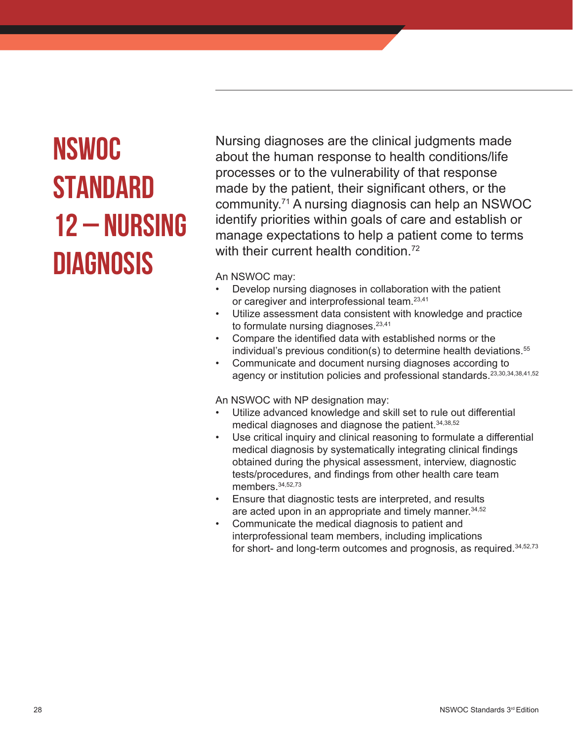# NSWOC Standard 12 – Nursing Diagnosis

Nursing diagnoses are the clinical judgments made about the human response to health conditions/life processes or to the vulnerability of that response made by the patient, their significant others, or the community.[71] A nursing diagnosis can help an NSWOC identify priorities within goals of care and establish or manage expectations to help a patient come to terms with their current health condition.[72]

An NSWOC may:

- Develop nursing diagnoses in collaboration with the patient or caregiver and interprofessional team.[23,41]
- Utilize assessment data consistent with knowledge and practice to formulate nursing diagnoses.[23,41]
- Compare the identified data with established norms or the individual's previous condition(s) to determine health deviations.[55]
- Communicate and document nursing diagnoses according to agency or institution policies and professional standards.[23,30,34,38,41,52]

An NSWOC with NP designation may:

- Utilize advanced knowledge and skill set to rule out differential medical diagnoses and diagnose the patient.[34,38,52]
- Use critical inquiry and clinical reasoning to formulate a differential medical diagnosis by systematically integrating clinical findings obtained during the physical assessment, interview, diagnostic tests/procedures, and findings from other health care team members.[34,52,73]
- Ensure that diagnostic tests are interpreted, and results are acted upon in an appropriate and timely manner.[34,52]
- Communicate the medical diagnosis to patient and interprofessional team members, including implications for short- and long-term outcomes and prognosis, as required.[34,52,73]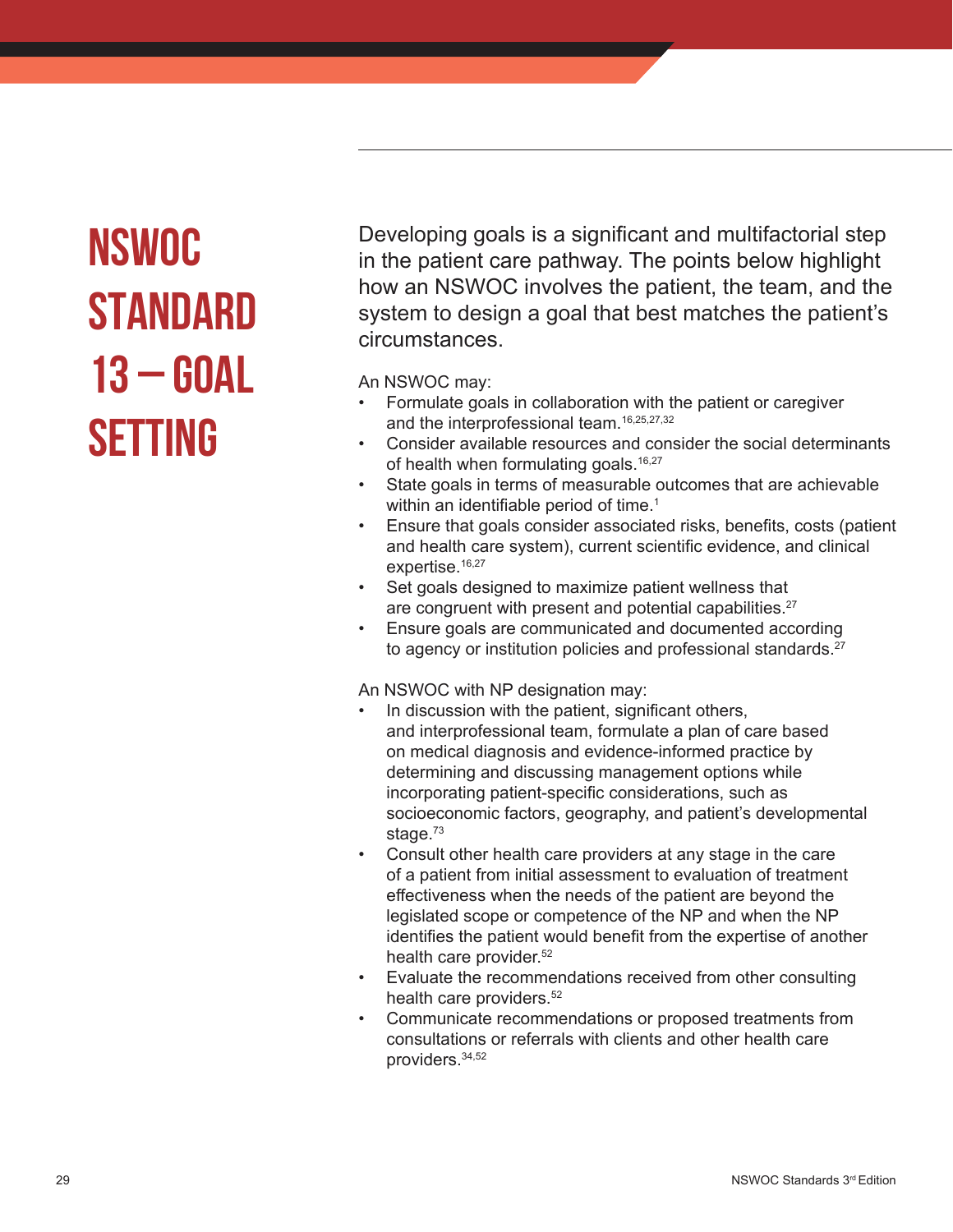# NSWOC Standard 13 – Goal Setting

Developing goals is a significant and multifactorial step in the patient care pathway. The points below highlight how an NSWOC involves the patient, the team, and the system to design a goal that best matches the patient's circumstances.

An NSWOC may:

- Formulate goals in collaboration with the patient or caregiver and the interprofessional team.[16,25,27,32]
- Consider available resources and consider the social determinants of health when formulating goals.[16,27]
- State goals in terms of measurable outcomes that are achievable within an identifiable period of time.[1]
- Ensure that goals consider associated risks, benefits, costs (patient and health care system), current scientific evidence, and clinical expertise.[16,27]
- Set goals designed to maximize patient wellness that are congruent with present and potential capabilities.[27]
- Ensure goals are communicated and documented according to agency or institution policies and professional standards.[27]

An NSWOC with NP designation may:

- In discussion with the patient, significant others, and interprofessional team, formulate a plan of care based on medical diagnosis and evidence-informed practice by determining and discussing management options while incorporating patient-specific considerations, such as socioeconomic factors, geography, and patient's developmental stage.[73]
- Consult other health care providers at any stage in the care of a patient from initial assessment to evaluation of treatment effectiveness when the needs of the patient are beyond the legislated scope or competence of the NP and when the NP identifies the patient would benefit from the expertise of another health care provider.[52]
- Evaluate the recommendations received from other consulting health care providers.[52]
- Communicate recommendations or proposed treatments from consultations or referrals with clients and other health care providers.[34,52]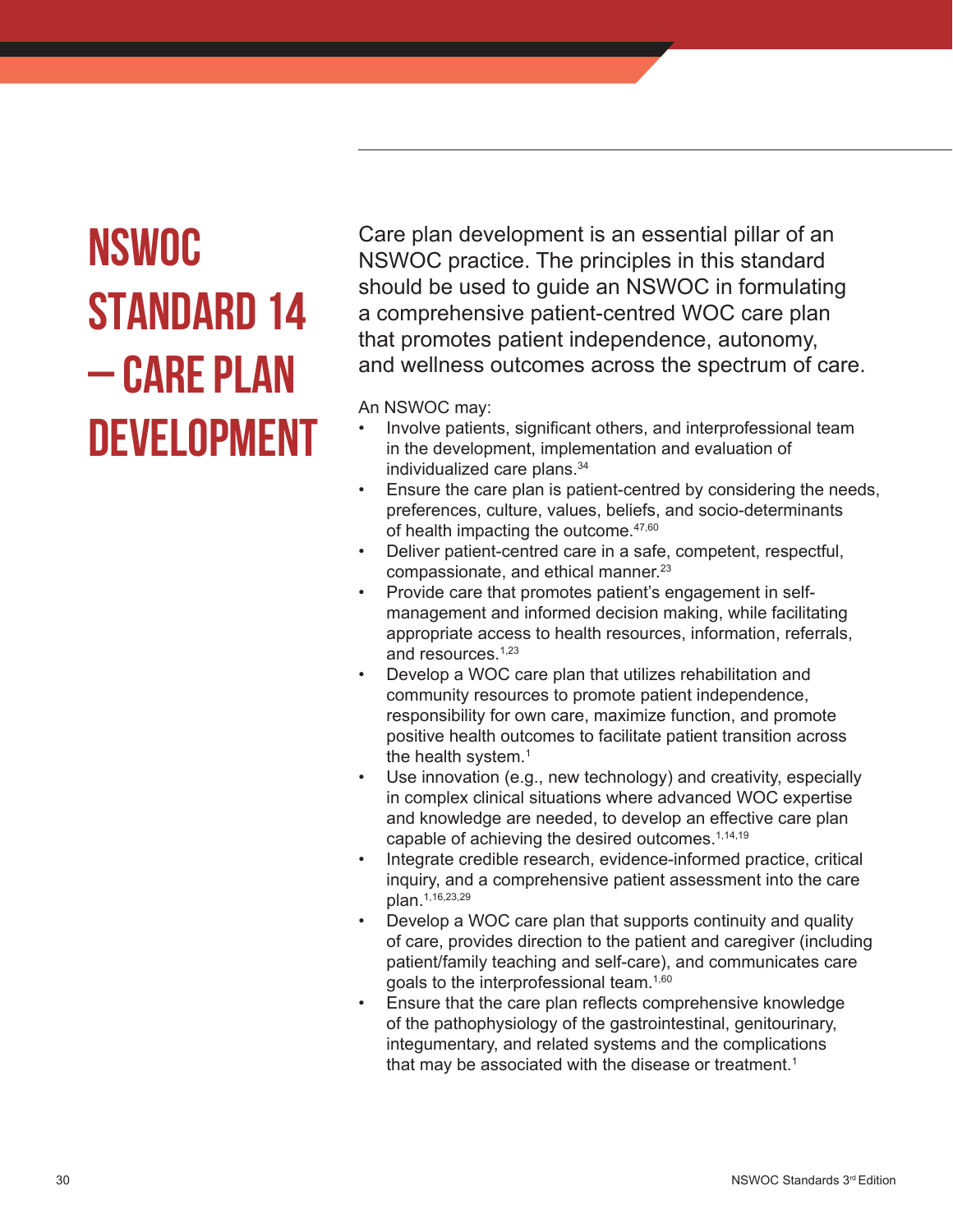# NSWOC Standard 14 – Care Plan Development

Care plan development is an essential pillar of an NSWOC practice. The principles in this standard should be used to guide an NSWOC in formulating a comprehensive patient-centred WOC care plan that promotes patient independence, autonomy, and wellness outcomes across the spectrum of care.

An NSWOC may:

- Involve patients, significant others, and interprofessional team in the development, implementation and evaluation of individualized care plans.[34]
- Ensure the care plan is patient-centred by considering the needs, preferences, culture, values, beliefs, and socio-determinants of health impacting the outcome.[47,60]
- Deliver patient-centred care in a safe, competent, respectful, compassionate, and ethical manner.[23]
- Provide care that promotes patient's engagement in self-management and informed decision making, while facilitating appropriate access to health resources, information, referrals, and resources.[1,23]
- Develop a WOC care plan that utilizes rehabilitation and community resources to promote patient independence, responsibility for own care, maximize function, and promote positive health outcomes to facilitate patient transition across the health system.[1]
- Use innovation (e.g., new technology) and creativity, especially in complex clinical situations where advanced WOC expertise and knowledge are needed, to develop an effective care plan capable of achieving the desired outcomes.[1,14,19]
- Integrate credible research, evidence-informed practice, critical inquiry, and a comprehensive patient assessment into the care plan.[1,16,23,29]
- Develop a WOC care plan that supports continuity and quality of care, provides direction to the patient and caregiver (including patient/family teaching and self-care), and communicates care goals to the interprofessional team.[1,60]
- Ensure that the care plan reflects comprehensive knowledge of the pathophysiology of the gastrointestinal, genitourinary, integumentary, and related systems and the complications that may be associated with the disease or treatment.[1]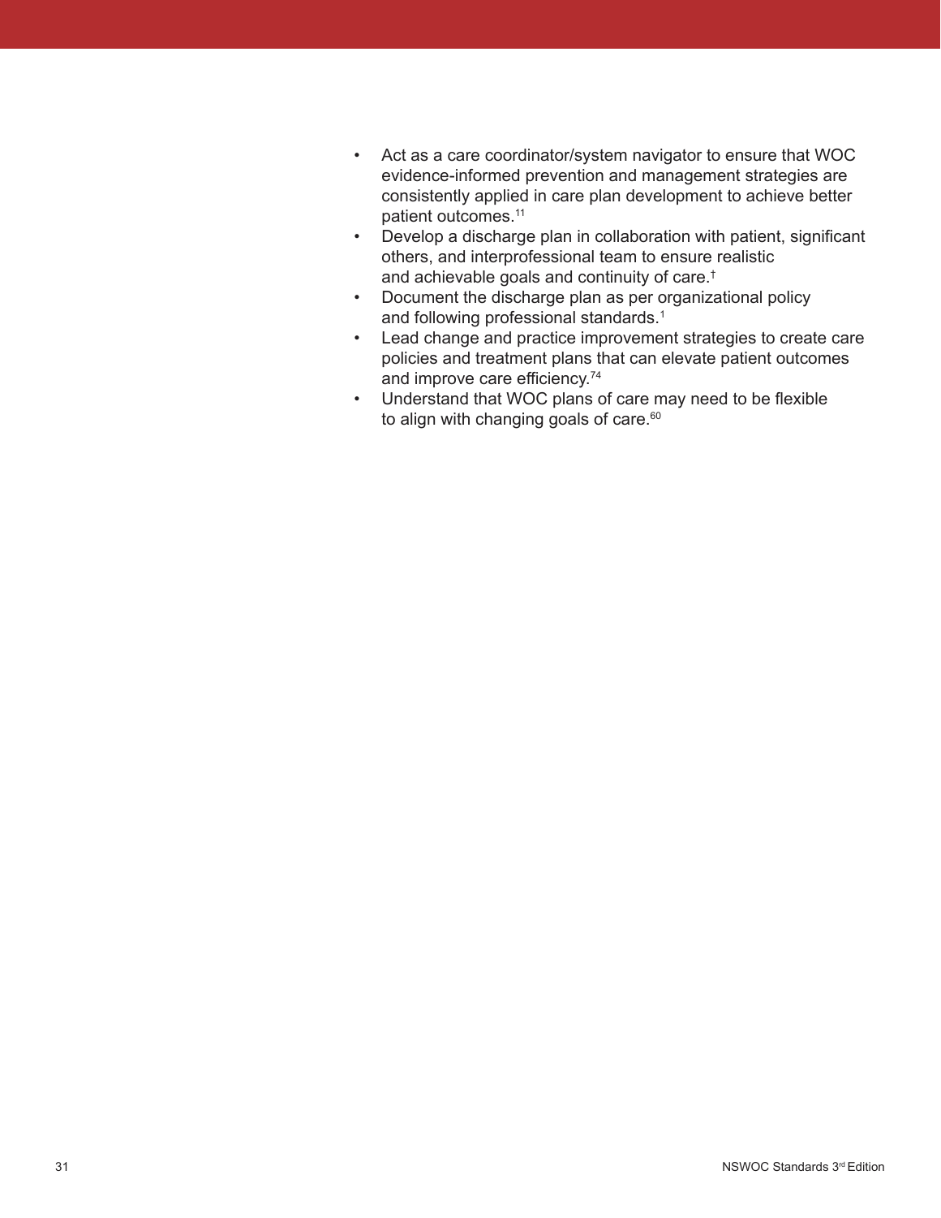- Act as a care coordinator/system navigator to ensure that WOC evidence-informed prevention and management strategies are consistently applied in care plan development to achieve better patient outcomes.[11]
- Develop a discharge plan in collaboration with patient, significant others, and interprofessional team to ensure realistic and achievable goals and continuity of care.[†]
- Document the discharge plan as per organizational policy and following professional standards.[1]
- Lead change and practice improvement strategies to create care policies and treatment plans that can elevate patient outcomes and improve care efficiency.[74]
- Understand that WOC plans of care may need to be flexible to align with changing goals of care.[60]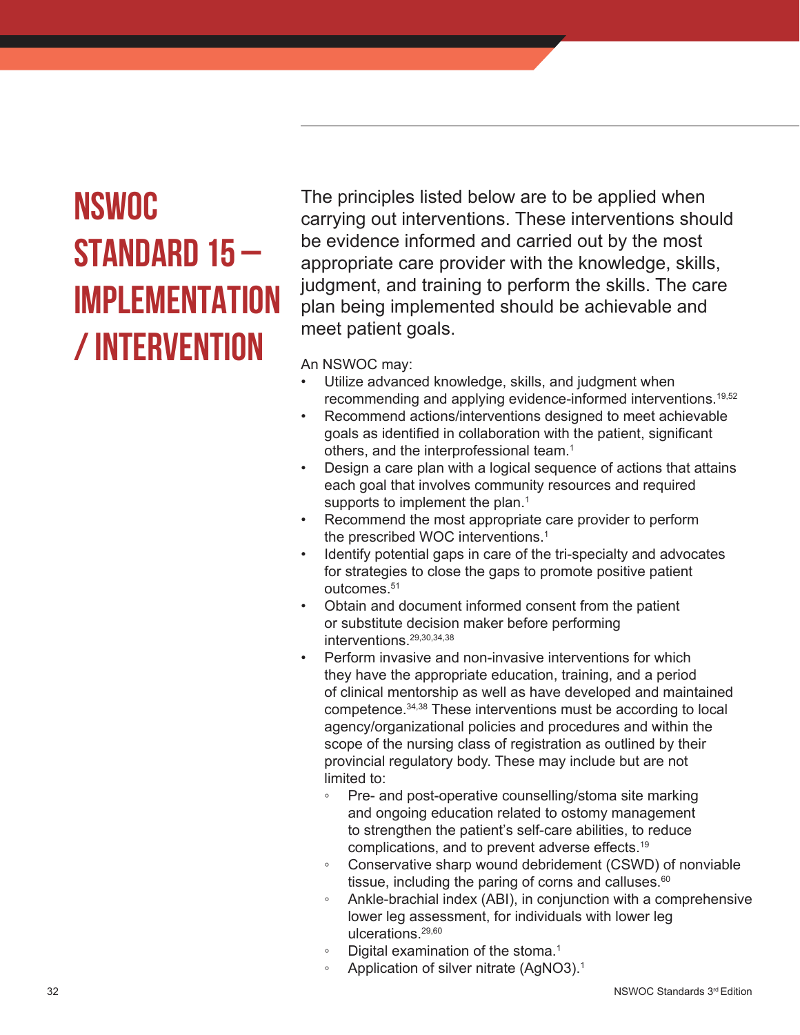# NSWOC STANDARD 15 – IMPLEMENTATION / INTERVENTION

The principles listed below are to be applied when carrying out interventions. These interventions should be evidence informed and carried out by the most appropriate care provider with the knowledge, skills, judgment, and training to perform the skills. The care plan being implemented should be achievable and meet patient goals.

An NSWOC may:

- Utilize advanced knowledge, skills, and judgment when recommending and applying evidence-informed interventions.[19,52]
- Recommend actions/interventions designed to meet achievable goals as identified in collaboration with the patient, significant others, and the interprofessional team.[1]
- Design a care plan with a logical sequence of actions that attains each goal that involves community resources and required supports to implement the plan.[1]
- Recommend the most appropriate care provider to perform the prescribed WOC interventions.[1]
- Identify potential gaps in care of the tri-specialty and advocates for strategies to close the gaps to promote positive patient outcomes.[51]
- Obtain and document informed consent from the patient or substitute decision maker before performing interventions.[29,30,34,38]
- Perform invasive and non-invasive interventions for which they have the appropriate education, training, and a period of clinical mentorship as well as have developed and maintained competence.[34,38] These interventions must be according to local agency/organizational policies and procedures and within the scope of the nursing class of registration as outlined by their provincial regulatory body. These may include but are not limited to:
    - Pre- and post-operative counselling/stoma site marking and ongoing education related to ostomy management to strengthen the patient's self-care abilities, to reduce complications, and to prevent adverse effects.[19]
    - Conservative sharp wound debridement (CSWD) of nonviable tissue, including the paring of corns and calluses.[60]
    - Ankle-brachial index (ABI), in conjunction with a comprehensive lower leg assessment, for individuals with lower leg ulcerations.[29,60]
    - Digital examination of the stoma.[1]
    - Application of silver nitrate ($AgNO_3$).[1]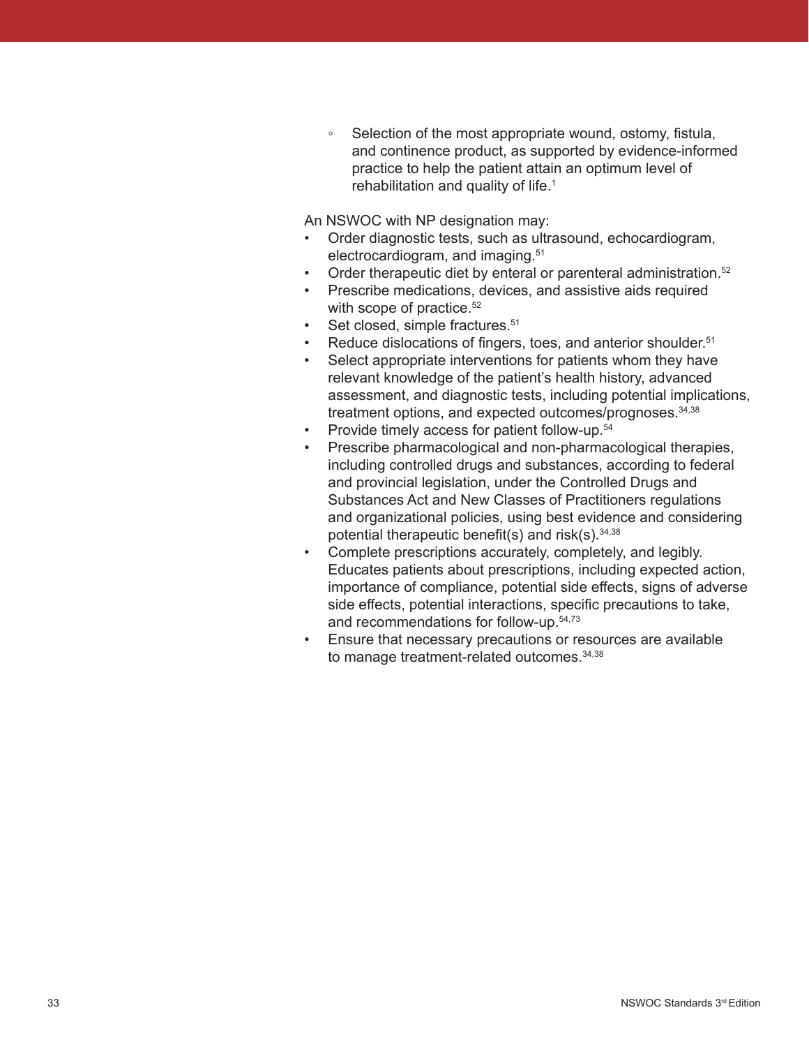- Selection of the most appropriate wound, ostomy, fistula, and continence product, as supported by evidence-informed practice to help the patient attain an optimum level of rehabilitation and quality of life.[1]

An NSWOC with NP designation may:

- Order diagnostic tests, such as ultrasound, echocardiogram, electrocardiogram, and imaging.[51]
- Order therapeutic diet by enteral or parenteral administration.[52]
- Prescribe medications, devices, and assistive aids required with scope of practice.[52]
- Set closed, simple fractures.[51]
- Reduce dislocations of fingers, toes, and anterior shoulder.[51]
- Select appropriate interventions for patients whom they have relevant knowledge of the patient's health history, advanced assessment, and diagnostic tests, including potential implications, treatment options, and expected outcomes/prognoses.[34,38]
- Provide timely access for patient follow-up.[54]
- Prescribe pharmacological and non-pharmacological therapies, including controlled drugs and substances, according to federal and provincial legislation, under the Controlled Drugs and Substances Act and New Classes of Practitioners regulations and organizational policies, using best evidence and considering potential therapeutic benefit(s) and risk(s).[34,38]
- Complete prescriptions accurately, completely, and legibly. Educates patients about prescriptions, including expected action, importance of compliance, potential side effects, signs of adverse side effects, potential interactions, specific precautions to take, and recommendations for follow-up.[54,73]
- Ensure that necessary precautions or resources are available to manage treatment-related outcomes.[34,38]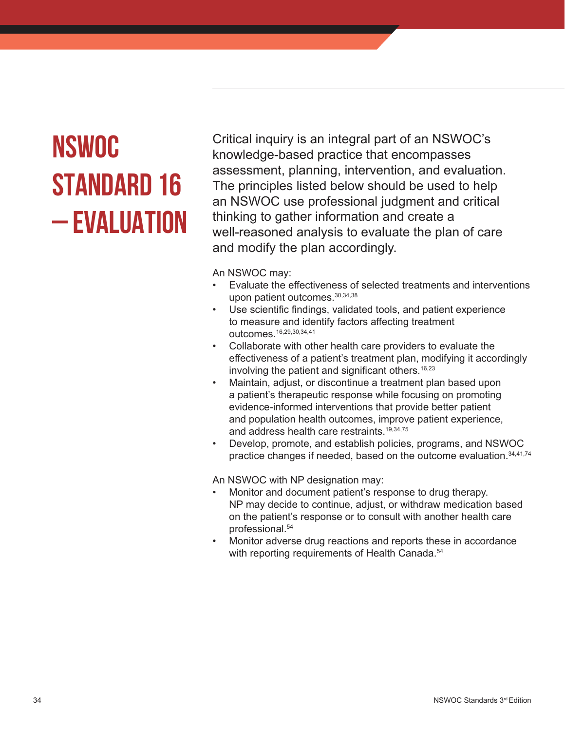# NSWOC Standard 16 – Evaluation

Critical inquiry is an integral part of an NSWOC's knowledge-based practice that encompasses assessment, planning, intervention, and evaluation. The principles listed below should be used to help an NSWOC use professional judgment and critical thinking to gather information and create a well-reasoned analysis to evaluate the plan of care and modify the plan accordingly.

An NSWOC may:

- Evaluate the effectiveness of selected treatments and interventions upon patient outcomes.[30,34,38]
- Use scientific findings, validated tools, and patient experience to measure and identify factors affecting treatment outcomes.[16,29,30,34,41]
- Collaborate with other health care providers to evaluate the effectiveness of a patient's treatment plan, modifying it accordingly involving the patient and significant others.[16,23]
- Maintain, adjust, or discontinue a treatment plan based upon a patient's therapeutic response while focusing on promoting evidence-informed interventions that provide better patient and population health outcomes, improve patient experience, and address health care restraints.[19,34,75]
- Develop, promote, and establish policies, programs, and NSWOC practice changes if needed, based on the outcome evaluation.[34,41,74]

An NSWOC with NP designation may:

- Monitor and document patient's response to drug therapy. NP may decide to continue, adjust, or withdraw medication based on the patient's response or to consult with another health care professional.[54]
- Monitor adverse drug reactions and reports these in accordance with reporting requirements of Health Canada.[54]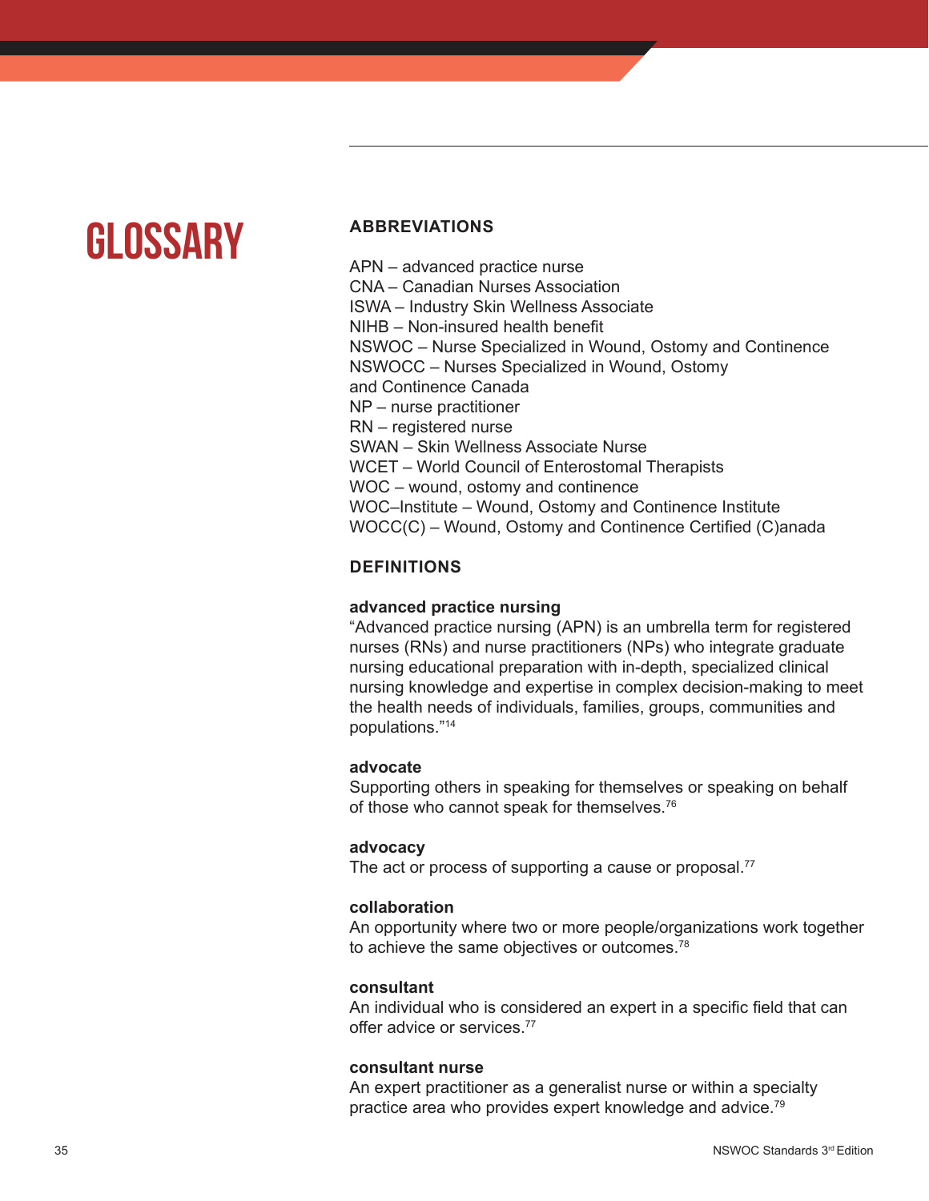# GLOSSARY

## ABBREVIATIONS

APN – advanced practice nurse
CNA – Canadian Nurses Association
ISWA – Industry Skin Wellness Associate
NIHB – Non-insured health benefit
NSWOC – Nurse Specialized in Wound, Ostomy and Continence
NSWOCC – Nurses Specialized in Wound, Ostomy and Continence Canada
NP – nurse practitioner
RN – registered nurse
SWAN – Skin Wellness Associate Nurse
WCET – World Council of Enterostomal Therapists
WOC – wound, ostomy and continence
WOC–Institute – Wound, Ostomy and Continence Institute
WOCC(C) – Wound, Ostomy and Continence Certified (C)anada

## DEFINITIONS

**advanced practice nursing**
"Advanced practice nursing (APN) is an umbrella term for registered nurses (RNs) and nurse practitioners (NPs) who integrate graduate nursing educational preparation with in-depth, specialized clinical nursing knowledge and expertise in complex decision-making to meet the health needs of individuals, families, groups, communities and populations."[14]

**advocate**
Supporting others in speaking for themselves or speaking on behalf of those who cannot speak for themselves.[76]

**advocacy**
The act or process of supporting a cause or proposal.[77]

**collaboration**
An opportunity where two or more people/organizations work together to achieve the same objectives or outcomes.[78]

**consultant**
An individual who is considered an expert in a specific field that can offer advice or services.[77]

**consultant nurse**
An expert practitioner as a generalist nurse or within a specialty practice area who provides expert knowledge and advice.[79]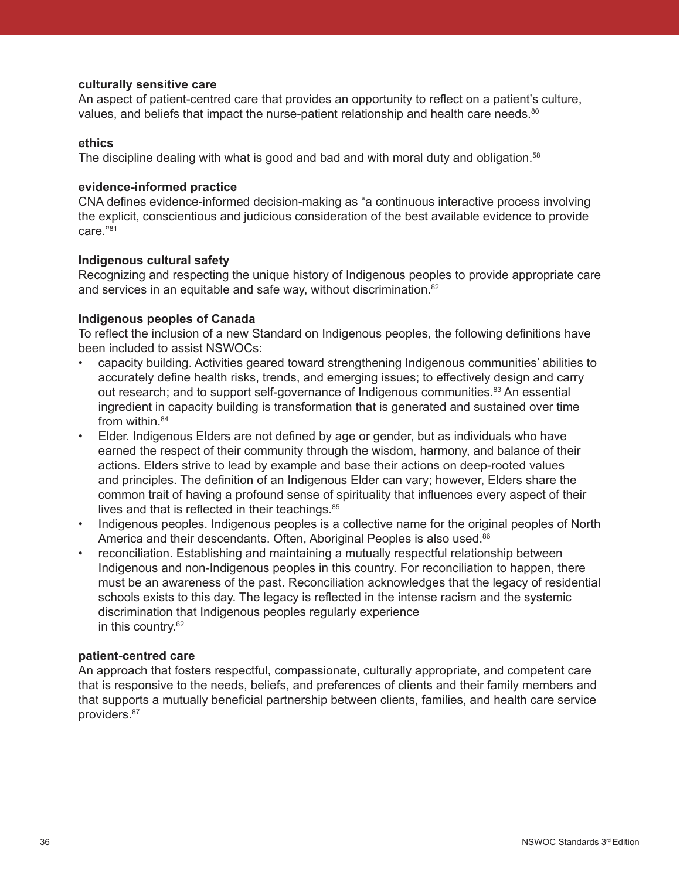**culturally sensitive care**
An aspect of patient-centred care that provides an opportunity to reflect on a patient's culture, values, and beliefs that impact the nurse-patient relationship and health care needs.[80]

**ethics**
The discipline dealing with what is good and bad and with moral duty and obligation.[58]

**evidence-informed practice**
CNA defines evidence-informed decision-making as "a continuous interactive process involving the explicit, conscientious and judicious consideration of the best available evidence to provide care."[81]

**Indigenous cultural safety**
Recognizing and respecting the unique history of Indigenous peoples to provide appropriate care and services in an equitable and safe way, without discrimination.[82]

**Indigenous peoples of Canada**
To reflect the inclusion of a new Standard on Indigenous peoples, the following definitions have been included to assist NSWOCs:

- capacity building. Activities geared toward strengthening Indigenous communities' abilities to accurately define health risks, trends, and emerging issues; to effectively design and carry out research; and to support self-governance of Indigenous communities.[83] An essential ingredient in capacity building is transformation that is generated and sustained over time from within.[84]
- Elder. Indigenous Elders are not defined by age or gender, but as individuals who have earned the respect of their community through the wisdom, harmony, and balance of their actions. Elders strive to lead by example and base their actions on deep-rooted values and principles. The definition of an Indigenous Elder can vary; however, Elders share the common trait of having a profound sense of spirituality that influences every aspect of their lives and that is reflected in their teachings.[85]
- Indigenous peoples. Indigenous peoples is a collective name for the original peoples of North America and their descendants. Often, Aboriginal Peoples is also used.[86]
- reconciliation. Establishing and maintaining a mutually respectful relationship between Indigenous and non-Indigenous peoples in this country. For reconciliation to happen, there must be an awareness of the past. Reconciliation acknowledges that the legacy of residential schools exists to this day. The legacy is reflected in the intense racism and the systemic discrimination that Indigenous peoples regularly experience in this country.[62]

**patient-centred care**
An approach that fosters respectful, compassionate, culturally appropriate, and competent care that is responsive to the needs, beliefs, and preferences of clients and their family members and that supports a mutually beneficial partnership between clients, families, and health care service providers.[87]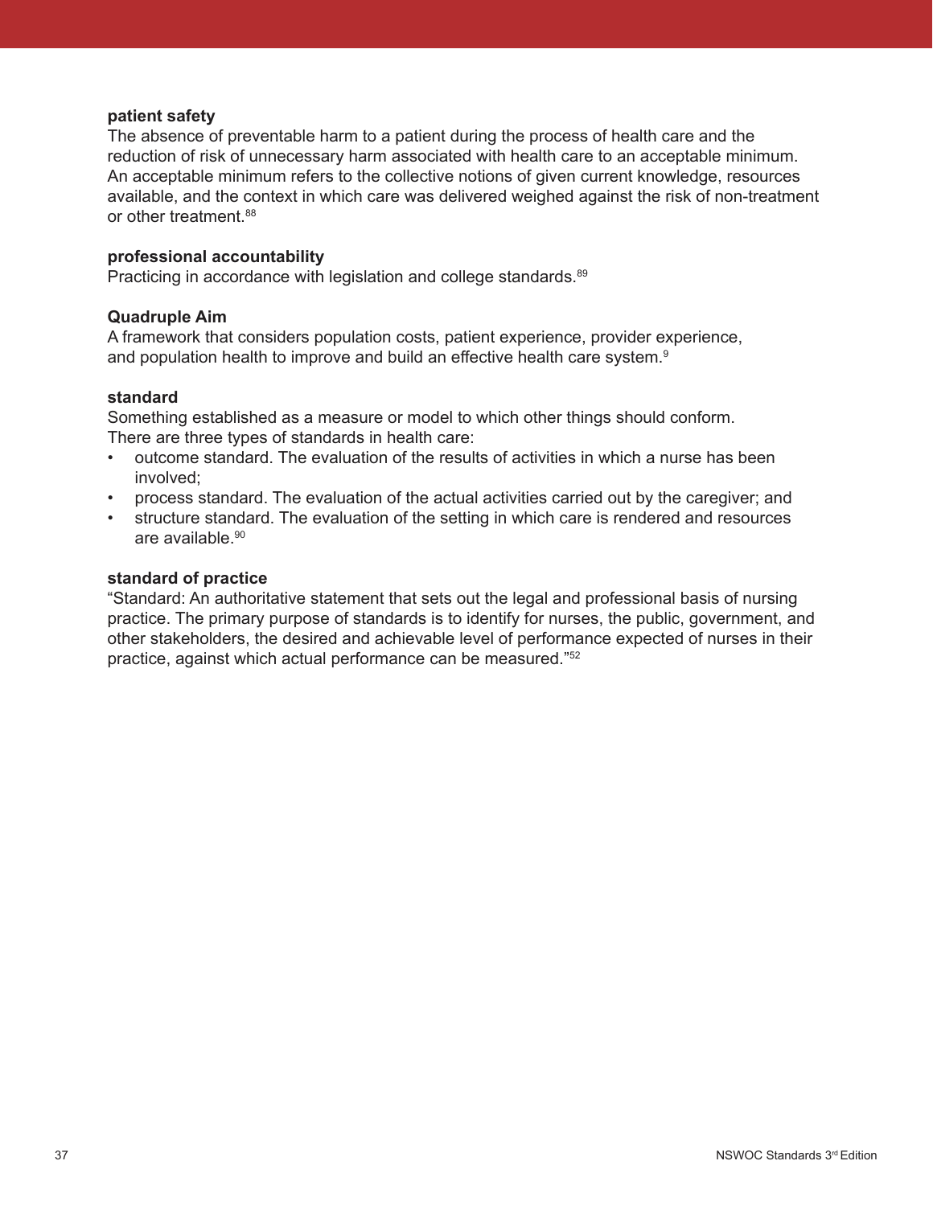**patient safety**
The absence of preventable harm to a patient during the process of health care and the reduction of risk of unnecessary harm associated with health care to an acceptable minimum. An acceptable minimum refers to the collective notions of given current knowledge, resources available, and the context in which care was delivered weighed against the risk of non-treatment or other treatment.[88]

**professional accountability**
Practicing in accordance with legislation and college standards.[89]

**Quadruple Aim**
A framework that considers population costs, patient experience, provider experience, and population health to improve and build an effective health care system.[9]

**standard**
Something established as a measure or model to which other things should conform. There are three types of standards in health care:

- outcome standard. The evaluation of the results of activities in which a nurse has been involved;
- process standard. The evaluation of the actual activities carried out by the caregiver; and
- structure standard. The evaluation of the setting in which care is rendered and resources are available.[90]

**standard of practice**
"Standard: An authoritative statement that sets out the legal and professional basis of nursing practice. The primary purpose of standards is to identify for nurses, the public, government, and other stakeholders, the desired and achievable level of performance expected of nurses in their practice, against which actual performance can be measured."[52]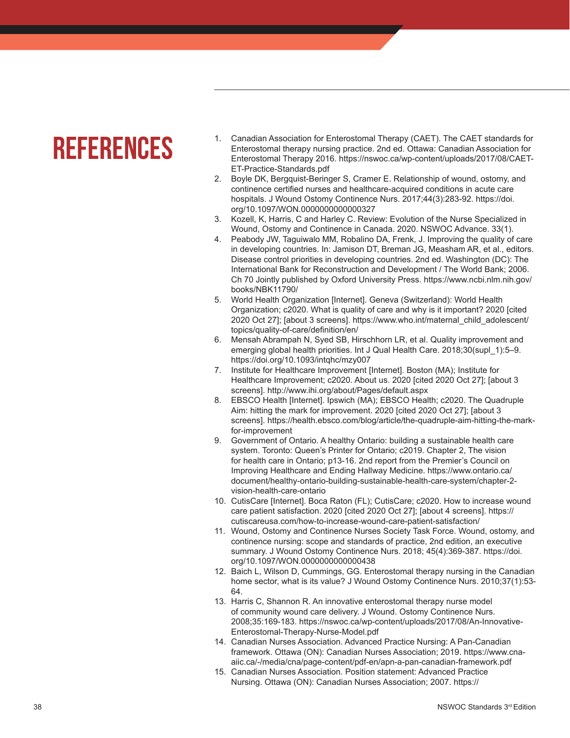# REFERENCES

1. Canadian Association for Enterostomal Therapy (CAET). The CAET standards for Enterostomal therapy nursing practice. 2nd ed. Ottawa: Canadian Association for Enterostomal Therapy 2016. https://nswoc.ca/wp-content/uploads/2017/08/CAET-ET-Practice-Standards.pdf
2. Boyle DK, Bergquist-Beringer S, Cramer E. Relationship of wound, ostomy, and continence certified nurses and healthcare-acquired conditions in acute care hospitals. J Wound Ostomy Continence Nurs. 2017;44(3):283-92. https://doi.org/10.1097/WON.0000000000000327
3. Kozell, K, Harris, C and Harley C. Review: Evolution of the Nurse Specialized in Wound, Ostomy and Continence in Canada. 2020. NSWOC Advance. 33(1).
4. Peabody JW, Taguiwalo MM, Robalino DA, Frenk, J. Improving the quality of care in developing countries. In: Jamison DT, Breman JG, Measham AR, et al., editors. Disease control priorities in developing countries. 2nd ed. Washington (DC): The International Bank for Reconstruction and Development / The World Bank; 2006. Ch 70 Jointly published by Oxford University Press. https://www.ncbi.nlm.nih.gov/books/NBK11790/
5. World Health Organization [Internet]. Geneva (Switzerland): World Health Organization; c2020. What is quality of care and why is it important? 2020 [cited 2020 Oct 27]; [about 3 screens]. https://www.who.int/maternal_child_adolescent/topics/quality-of-care/definition/en/
6. Mensah Abrampah N, Syed SB, Hirschhorn LR, et al. Quality improvement and emerging global health priorities. Int J Qual Health Care. 2018;30(supl_1):5–9. https://doi.org/10.1093/intqhc/mzy007
7. Institute for Healthcare Improvement [Internet]. Boston (MA); Institute for Healthcare Improvement; c2020. About us. 2020 [cited 2020 Oct 27]; [about 3 screens]. http://www.ihi.org/about/Pages/default.aspx
8. EBSCO Health [Internet]. Ipswich (MA); EBSCO Health; c2020. The Quadruple Aim: hitting the mark for improvement. 2020 [cited 2020 Oct 27]; [about 3 screens]. https://health.ebsco.com/blog/article/the-quadruple-aim-hitting-the-mark-for-improvement
9. Government of Ontario. A healthy Ontario: building a sustainable health care system. Toronto: Queen's Printer for Ontario; c2019. Chapter 2, The vision for health care in Ontario; p13-16. 2nd report from the Premier's Council on Improving Healthcare and Ending Hallway Medicine. https://www.ontario.ca/document/healthy-ontario-building-sustainable-health-care-system/chapter-2-vision-health-care-ontario
10. CutisCare [Internet]. Boca Raton (FL); CutisCare; c2020. How to increase wound care patient satisfaction. 2020 [cited 2020 Oct 27]; [about 4 screens]. https://cutiscareusa.com/how-to-increase-wound-care-patient-satisfaction/
11. Wound, Ostomy and Continence Nurses Society Task Force. Wound, ostomy, and continence nursing: scope and standards of practice, 2nd edition, an executive summary. J Wound Ostomy Continence Nurs. 2018; 45(4):369-387. https://doi.org/10.1097/WON.0000000000000438
12. Baich L, Wilson D, Cummings, GG. Enterostomal therapy nursing in the Canadian home sector, what is its value? J Wound Ostomy Continence Nurs. 2010;37(1):53-64.
13. Harris C, Shannon R. An innovative enterostomal therapy nurse model of community wound care delivery. J Wound. Ostomy Continence Nurs. 2008;35:169-183. https://nswoc.ca/wp-content/uploads/2017/08/An-Innovative-Enterostomal-Therapy-Nurse-Model.pdf
14. Canadian Nurses Association. Advanced Practice Nursing: A Pan-Canadian framework. Ottawa (ON): Canadian Nurses Association; 2019. https://www.cna-aiic.ca/-/media/cna/page-content/pdf-en/apn-a-pan-canadian-framework.pdf
15. Canadian Nurses Association. Position statement: Advanced Practice Nursing. Ottawa (ON): Canadian Nurses Association; 2007. https://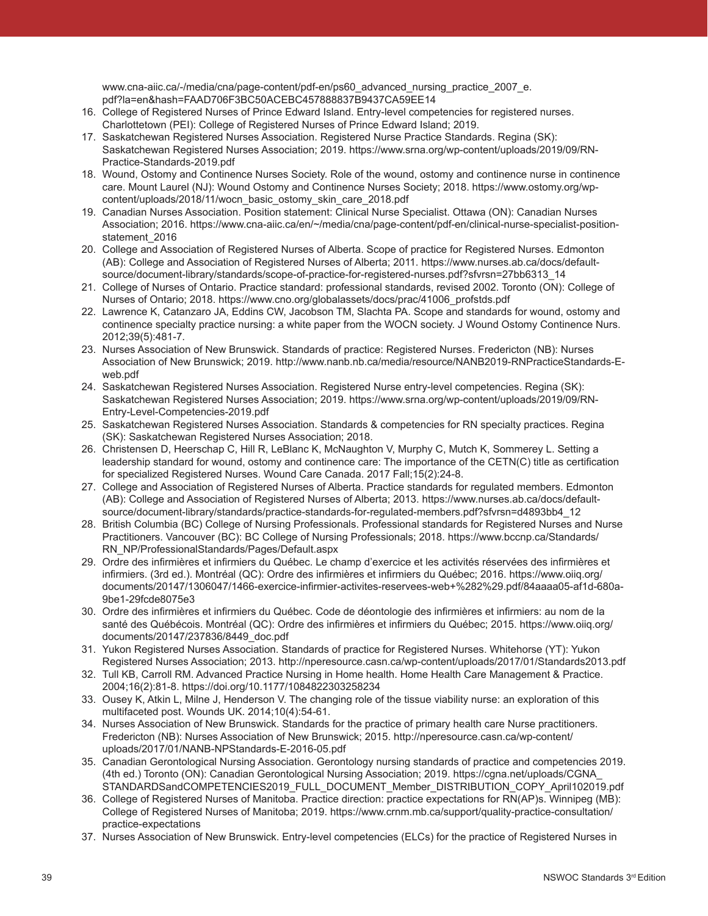www.cna-aiic.ca/-/media/cna/page-content/pdf-en/ps60_advanced_nursing_practice_2007_e.pdf?la=en&hash=FAAD706F3BC50ACEBC457888837B9437CA59EE14

16. College of Registered Nurses of Prince Edward Island. Entry-level competencies for registered nurses. Charlottetown (PEI): College of Registered Nurses of Prince Edward Island; 2019.
17. Saskatchewan Registered Nurses Association. Registered Nurse Practice Standards. Regina (SK): Saskatchewan Registered Nurses Association; 2019. https://www.srna.org/wp-content/uploads/2019/09/RN-Practice-Standards-2019.pdf
18. Wound, Ostomy and Continence Nurses Society. Role of the wound, ostomy and continence nurse in continence care. Mount Laurel (NJ): Wound Ostomy and Continence Nurses Society; 2018. https://www.ostomy.org/wp-content/uploads/2018/11/wocn_basic_ostomy_skin_care_2018.pdf
19. Canadian Nurses Association. Position statement: Clinical Nurse Specialist. Ottawa (ON): Canadian Nurses Association; 2016. https://www.cna-aiic.ca/en/~/media/cna/page-content/pdf-en/clinical-nurse-specialist-position-statement_2016
20. College and Association of Registered Nurses of Alberta. Scope of practice for Registered Nurses. Edmonton (AB): College and Association of Registered Nurses of Alberta; 2011. https://www.nurses.ab.ca/docs/default-source/document-library/standards/scope-of-practice-for-registered-nurses.pdf?sfvrsn=27bb6313_14
21. College of Nurses of Ontario. Practice standard: professional standards, revised 2002. Toronto (ON): College of Nurses of Ontario; 2018. https://www.cno.org/globalassets/docs/prac/41006_profstds.pdf
22. Lawrence K, Catanzaro JA, Eddins CW, Jacobson TM, Slachta PA. Scope and standards for wound, ostomy and continence specialty practice nursing: a white paper from the WOCN society. J Wound Ostomy Continence Nurs. 2012;39(5):481-7.
23. Nurses Association of New Brunswick. Standards of practice: Registered Nurses. Fredericton (NB): Nurses Association of New Brunswick; 2019. http://www.nanb.nb.ca/media/resource/NANB2019-RNPracticeStandards-E-web.pdf
24. Saskatchewan Registered Nurses Association. Registered Nurse entry-level competencies. Regina (SK): Saskatchewan Registered Nurses Association; 2019. https://www.srna.org/wp-content/uploads/2019/09/RN-Entry-Level-Competencies-2019.pdf
25. Saskatchewan Registered Nurses Association. Standards & competencies for RN specialty practices. Regina (SK): Saskatchewan Registered Nurses Association; 2018.
26. Christensen D, Heerschap C, Hill R, LeBlanc K, McNaughton V, Murphy C, Mutch K, Sommerey L. Setting a leadership standard for wound, ostomy and continence care: The importance of the CETN(C) title as certification for specialized Registered Nurses. Wound Care Canada. 2017 Fall;15(2):24-8.
27. College and Association of Registered Nurses of Alberta. Practice standards for regulated members. Edmonton (AB): College and Association of Registered Nurses of Alberta; 2013. https://www.nurses.ab.ca/docs/default-source/document-library/standards/practice-standards-for-regulated-members.pdf?sfvrsn=d4893bb4_12
28. British Columbia (BC) College of Nursing Professionals. Professional standards for Registered Nurses and Nurse Practitioners. Vancouver (BC): BC College of Nursing Professionals; 2018. https://www.bccnp.ca/Standards/RN_NP/ProfessionalStandards/Pages/Default.aspx
29. Ordre des infirmières et infirmiers du Québec. Le champ d'exercice et les activités réservées des infirmières et infirmiers. (3rd ed.). Montréal (QC): Ordre des infirmières et infirmiers du Québec; 2016. https://www.oiiq.org/documents/20147/1306047/1466-exercice-infirmier-activites-reservees-web+%282%29.pdf/84aaaa05-af1d-680a-9be1-29fcde8075e3
30. Ordre des infirmières et infirmiers du Québec. Code de déontologie des infirmières et infirmiers: au nom de la santé des Québécois. Montréal (QC): Ordre des infirmières et infirmiers du Québec; 2015. https://www.oiiq.org/documents/20147/237836/8449_doc.pdf
31. Yukon Registered Nurses Association. Standards of practice for Registered Nurses. Whitehorse (YT): Yukon Registered Nurses Association; 2013. http://nperesource.casn.ca/wp-content/uploads/2017/01/Standards2013.pdf
32. Tull KB, Carroll RM. Advanced Practice Nursing in Home health. Home Health Care Management & Practice. 2004;16(2):81-8. https://doi.org/10.1177/1084822303258234
33. Ousey K, Atkin L, Milne J, Henderson V. The changing role of the tissue viability nurse: an exploration of this multifaceted post. Wounds UK. 2014;10(4):54-61.
34. Nurses Association of New Brunswick. Standards for the practice of primary health care Nurse practitioners. Fredericton (NB): Nurses Association of New Brunswick; 2015. http://nperesource.casn.ca/wp-content/uploads/2017/01/NANB-NPStandards-E-2016-05.pdf
35. Canadian Gerontological Nursing Association. Gerontology nursing standards of practice and competencies 2019. (4th ed.) Toronto (ON): Canadian Gerontological Nursing Association; 2019. https://cgna.net/uploads/CGNA_STANDARDSandCOMPETENCIES2019_FULL_DOCUMENT_Member_DISTRIBUTION_COPY_April102019.pdf
36. College of Registered Nurses of Manitoba. Practice direction: practice expectations for RN(AP)s. Winnipeg (MB): College of Registered Nurses of Manitoba; 2019. https://www.crnm.mb.ca/support/quality-practice-consultation/practice-expectations
37. Nurses Association of New Brunswick. Entry-level competencies (ELCs) for the practice of Registered Nurses in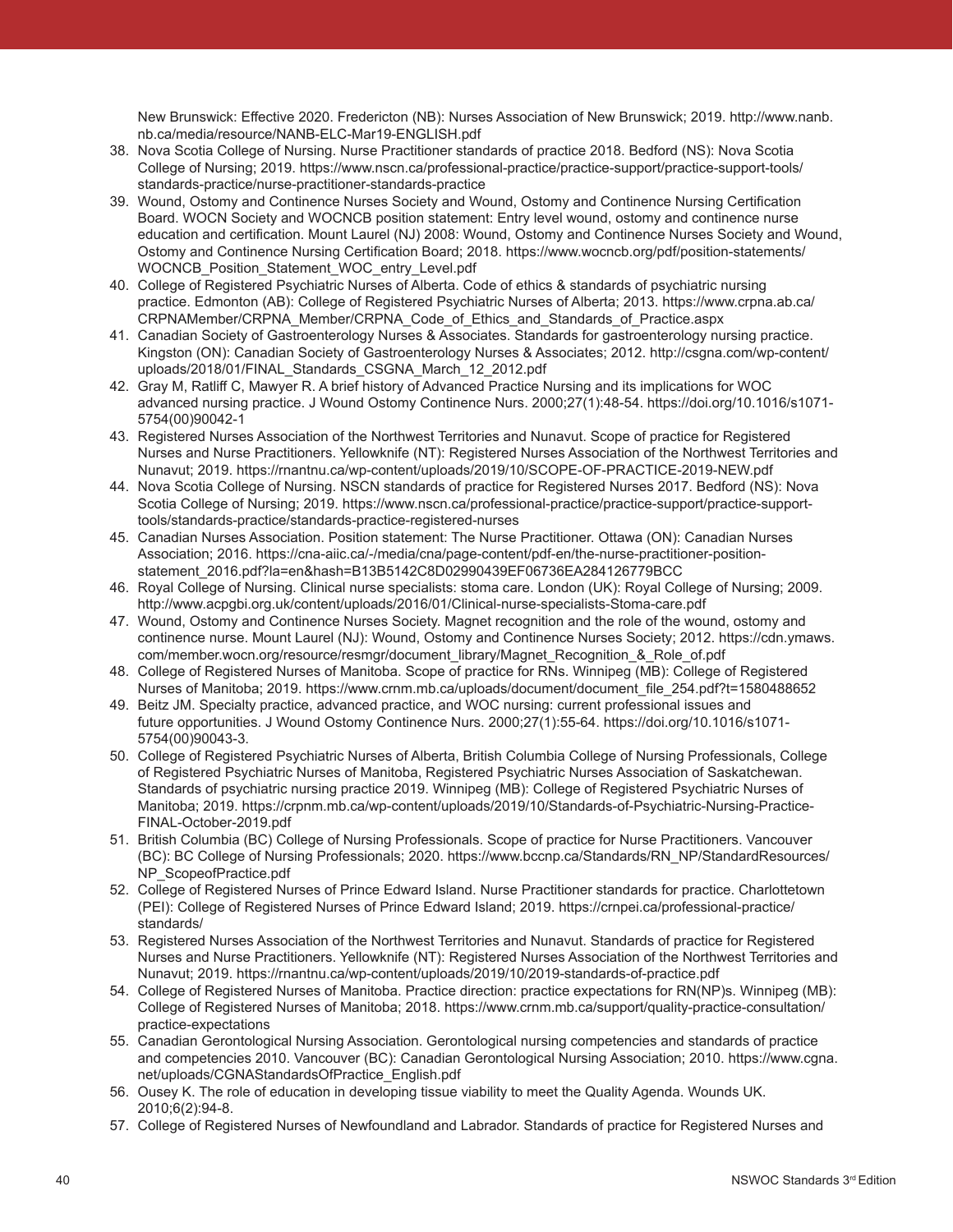New Brunswick: Effective 2020. Fredericton (NB): Nurses Association of New Brunswick; 2019. http://www.nanb.nb.ca/media/resource/NANB-ELC-Mar19-ENGLISH.pdf

38. Nova Scotia College of Nursing. Nurse Practitioner standards of practice 2018. Bedford (NS): Nova Scotia College of Nursing; 2019. https://www.nscn.ca/professional-practice/practice-support/practice-support-tools/standards-practice/nurse-practitioner-standards-practice
39. Wound, Ostomy and Continence Nurses Society and Wound, Ostomy and Continence Nursing Certification Board. WOCN Society and WOCNCB position statement: Entry level wound, ostomy and continence nurse education and certification. Mount Laurel (NJ) 2008: Wound, Ostomy and Continence Nurses Society and Wound, Ostomy and Continence Nursing Certification Board; 2018. https://www.wocncb.org/pdf/position-statements/WOCNCB_Position_Statement_WOC_entry_Level.pdf
40. College of Registered Psychiatric Nurses of Alberta. Code of ethics & standards of psychiatric nursing practice. Edmonton (AB): College of Registered Psychiatric Nurses of Alberta; 2013. https://www.crpna.ab.ca/CRPNAMember/CRPNA_Member/CRPNA_Code_of_Ethics_and_Standards_of_Practice.aspx
41. Canadian Society of Gastroenterology Nurses & Associates. Standards for gastroenterology nursing practice. Kingston (ON): Canadian Society of Gastroenterology Nurses & Associates; 2012. http://csgna.com/wp-content/uploads/2018/01/FINAL_Standards_CSGNA_March_12_2012.pdf
42. Gray M, Ratliff C, Mawyer R. A brief history of Advanced Practice Nursing and its implications for WOC advanced nursing practice. J Wound Ostomy Continence Nurs. 2000;27(1):48-54. https://doi.org/10.1016/s1071-5754(00)90042-1
43. Registered Nurses Association of the Northwest Territories and Nunavut. Scope of practice for Registered Nurses and Nurse Practitioners. Yellowknife (NT): Registered Nurses Association of the Northwest Territories and Nunavut; 2019. https://rnantnu.ca/wp-content/uploads/2019/10/SCOPE-OF-PRACTICE-2019-NEW.pdf
44. Nova Scotia College of Nursing. NSCN standards of practice for Registered Nurses 2017. Bedford (NS): Nova Scotia College of Nursing; 2019. https://www.nscn.ca/professional-practice/practice-support/practice-support-tools/standards-practice/standards-practice-registered-nurses
45. Canadian Nurses Association. Position statement: The Nurse Practitioner. Ottawa (ON): Canadian Nurses Association; 2016. https://cna-aiic.ca/-/media/cna/page-content/pdf-en/the-nurse-practitioner-position-statement_2016.pdf?la=en&hash=B13B5142C8D02990439EF06736EA284126779BCC
46. Royal College of Nursing. Clinical nurse specialists: stoma care. London (UK): Royal College of Nursing; 2009. http://www.acpgbi.org.uk/content/uploads/2016/01/Clinical-nurse-specialists-Stoma-care.pdf
47. Wound, Ostomy and Continence Nurses Society. Magnet recognition and the role of the wound, ostomy and continence nurse. Mount Laurel (NJ): Wound, Ostomy and Continence Nurses Society; 2012. https://cdn.ymaws.com/member.wocn.org/resource/resmgr/document_library/Magnet_Recognition_&_Role_of.pdf
48. College of Registered Nurses of Manitoba. Scope of practice for RNs. Winnipeg (MB): College of Registered Nurses of Manitoba; 2019. https://www.crnm.mb.ca/uploads/document/document_file_254.pdf?t=1580488652
49. Beitz JM. Specialty practice, advanced practice, and WOC nursing: current professional issues and future opportunities. J Wound Ostomy Continence Nurs. 2000;27(1):55-64. https://doi.org/10.1016/s1071-5754(00)90043-3.
50. College of Registered Psychiatric Nurses of Alberta, British Columbia College of Nursing Professionals, College of Registered Psychiatric Nurses of Manitoba, Registered Psychiatric Nurses Association of Saskatchewan. Standards of psychiatric nursing practice 2019. Winnipeg (MB): College of Registered Psychiatric Nurses of Manitoba; 2019. https://crpnm.mb.ca/wp-content/uploads/2019/10/Standards-of-Psychiatric-Nursing-Practice-FINAL-October-2019.pdf
51. British Columbia (BC) College of Nursing Professionals. Scope of practice for Nurse Practitioners. Vancouver (BC): BC College of Nursing Professionals; 2020. https://www.bccnp.ca/Standards/RN_NP/StandardResources/NP_ScopeofPractice.pdf
52. College of Registered Nurses of Prince Edward Island. Nurse Practitioner standards for practice. Charlottetown (PEI): College of Registered Nurses of Prince Edward Island; 2019. https://crnpei.ca/professional-practice/standards/
53. Registered Nurses Association of the Northwest Territories and Nunavut. Standards of practice for Registered Nurses and Nurse Practitioners. Yellowknife (NT): Registered Nurses Association of the Northwest Territories and Nunavut; 2019. https://rnantnu.ca/wp-content/uploads/2019/10/2019-standards-of-practice.pdf
54. College of Registered Nurses of Manitoba. Practice direction: practice expectations for RN(NP)s. Winnipeg (MB): College of Registered Nurses of Manitoba; 2018. https://www.crnm.mb.ca/support/quality-practice-consultation/practice-expectations
55. Canadian Gerontological Nursing Association. Gerontological nursing competencies and standards of practice and competencies 2010. Vancouver (BC): Canadian Gerontological Nursing Association; 2010. https://www.cgna.net/uploads/CGNAStandardsOfPractice_English.pdf
56. Ousey K. The role of education in developing tissue viability to meet the Quality Agenda. Wounds UK. 2010;6(2):94-8.
57. College of Registered Nurses of Newfoundland and Labrador. Standards of practice for Registered Nurses and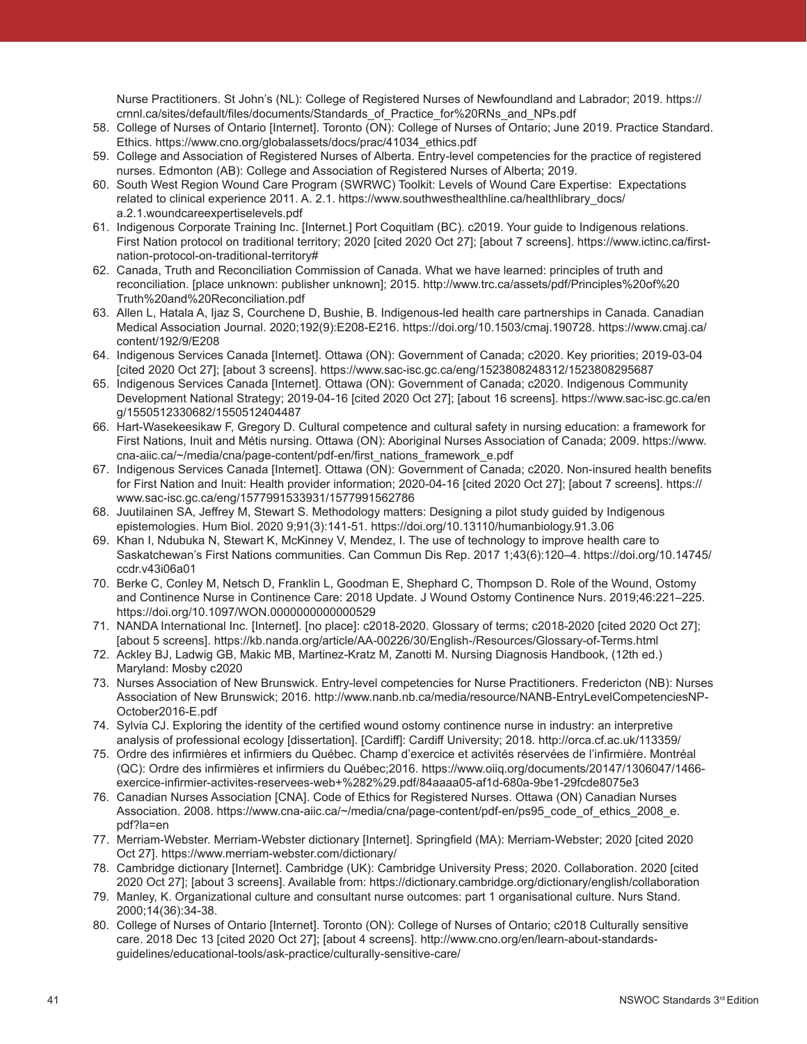Nurse Practitioners. St John's (NL): College of Registered Nurses of Newfoundland and Labrador; 2019. https://crnnl.ca/sites/default/files/documents/Standards_of_Practice_for%20RNs_and_NPs.pdf

58. College of Nurses of Ontario [Internet]. Toronto (ON): College of Nurses of Ontario; June 2019. Practice Standard. Ethics. https://www.cno.org/globalassets/docs/prac/41034_ethics.pdf
59. College and Association of Registered Nurses of Alberta. Entry-level competencies for the practice of registered nurses. Edmonton (AB): College and Association of Registered Nurses of Alberta; 2019.
60. South West Region Wound Care Program (SWRWC) Toolkit: Levels of Wound Care Expertise: Expectations related to clinical experience 2011. A. 2.1. https://www.southwesthealthline.ca/healthlibrary_docs/a.2.1.woundcareexpertiselevels.pdf
61. Indigenous Corporate Training Inc. [Internet.] Port Coquitlam (BC). c2019. Your guide to Indigenous relations. First Nation protocol on traditional territory; 2020 [cited 2020 Oct 27]; [about 7 screens]. https://www.ictinc.ca/first-nation-protocol-on-traditional-territory#
62. Canada, Truth and Reconciliation Commission of Canada. What we have learned: principles of truth and reconciliation. [place unknown: publisher unknown]; 2015. http://www.trc.ca/assets/pdf/Principles%20of%20Truth%20and%20Reconciliation.pdf
63. Allen L, Hatala A, Ijaz S, Courchene D, Bushie, B. Indigenous-led health care partnerships in Canada. Canadian Medical Association Journal. 2020;192(9):E208-E216. https://doi.org/10.1503/cmaj.190728. https://www.cmaj.ca/content/192/9/E208
64. Indigenous Services Canada [Internet]. Ottawa (ON): Government of Canada; c2020. Key priorities; 2019-03-04 [cited 2020 Oct 27]; [about 3 screens]. https://www.sac-isc.gc.ca/eng/1523808248312/1523808295687
65. Indigenous Services Canada [Internet]. Ottawa (ON): Government of Canada; c2020. Indigenous Community Development National Strategy; 2019-04-16 [cited 2020 Oct 27]; [about 16 screens]. https://www.sac-isc.gc.ca/eng/1550512330682/1550512404487
66. Hart-Wasekeesikaw F, Gregory D. Cultural competence and cultural safety in nursing education: a framework for First Nations, Inuit and Métis nursing. Ottawa (ON): Aboriginal Nurses Association of Canada; 2009. https://www.cna-aiic.ca/~/media/cna/page-content/pdf-en/first_nations_framework_e.pdf
67. Indigenous Services Canada [Internet]. Ottawa (ON): Government of Canada; c2020. Non-insured health benefits for First Nation and Inuit: Health provider information; 2020-04-16 [cited 2020 Oct 27]; [about 7 screens]. https://www.sac-isc.gc.ca/eng/1577991533931/1577991562786
68. Juutilainen SA, Jeffrey M, Stewart S. Methodology matters: Designing a pilot study guided by Indigenous epistemologies. Hum Biol. 2020 9;91(3):141-51. https://doi.org/10.13110/humanbiology.91.3.06
69. Khan I, Ndubuka N, Stewart K, McKinney V, Mendez, I. The use of technology to improve health care to Saskatchewan's First Nations communities. Can Commun Dis Rep. 2017 1;43(6):120–4. https://doi.org/10.14745/ccdr.v43i06a01
70. Berke C, Conley M, Netsch D, Franklin L, Goodman E, Shephard C, Thompson D. Role of the Wound, Ostomy and Continence Nurse in Continence Care: 2018 Update. J Wound Ostomy Continence Nurs. 2019;46:221–225. https://doi.org/10.1097/WON.0000000000000529
71. NANDA International Inc. [Internet]. [no place]: c2018-2020. Glossary of terms; c2018-2020 [cited 2020 Oct 27]; [about 5 screens]. https://kb.nanda.org/article/AA-00226/30/English-/Resources/Glossary-of-Terms.html
72. Ackley BJ, Ladwig GB, Makic MB, Martinez-Kratz M, Zanotti M. Nursing Diagnosis Handbook, (12th ed.) Maryland: Mosby c2020
73. Nurses Association of New Brunswick. Entry-level competencies for Nurse Practitioners. Fredericton (NB): Nurses Association of New Brunswick; 2016. http://www.nanb.nb.ca/media/resource/NANB-EntryLevelCompetenciesNP-October2016-E.pdf
74. Sylvia CJ. Exploring the identity of the certified wound ostomy continence nurse in industry: an interpretive analysis of professional ecology [dissertation]. [Cardiff]: Cardiff University; 2018. http://orca.cf.ac.uk/113359/
75. Ordre des infirmières et infirmiers du Québec. Champ d'exercice et activités réservées de l'infirmière. Montréal (QC): Ordre des infirmières et infirmiers du Québec;2016. https://www.oiiq.org/documents/20147/1306047/1466-exercice-infirmier-activites-reservees-web+%282%29.pdf/84aaaa05-af1d-680a-9be1-29fcde8075e3
76. Canadian Nurses Association [CNA]. Code of Ethics for Registered Nurses. Ottawa (ON) Canadian Nurses Association. 2008. https://www.cna-aiic.ca/~/media/cna/page-content/pdf-en/ps95_code_of_ethics_2008_e.pdf?la=en
77. Merriam-Webster. Merriam-Webster dictionary [Internet]. Springfield (MA): Merriam-Webster; 2020 [cited 2020 Oct 27]. https://www.merriam-webster.com/dictionary/
78. Cambridge dictionary [Internet]. Cambridge (UK): Cambridge University Press; 2020. Collaboration. 2020 [cited 2020 Oct 27]; [about 3 screens]. Available from: https://dictionary.cambridge.org/dictionary/english/collaboration
79. Manley, K. Organizational culture and consultant nurse outcomes: part 1 organisational culture. Nurs Stand. 2000;14(36):34-38.
80. College of Nurses of Ontario [Internet]. Toronto (ON): College of Nurses of Ontario; c2018 Culturally sensitive care. 2018 Dec 13 [cited 2020 Oct 27]; [about 4 screens]. http://www.cno.org/en/learn-about-standards-guidelines/educational-tools/ask-practice/culturally-sensitive-care/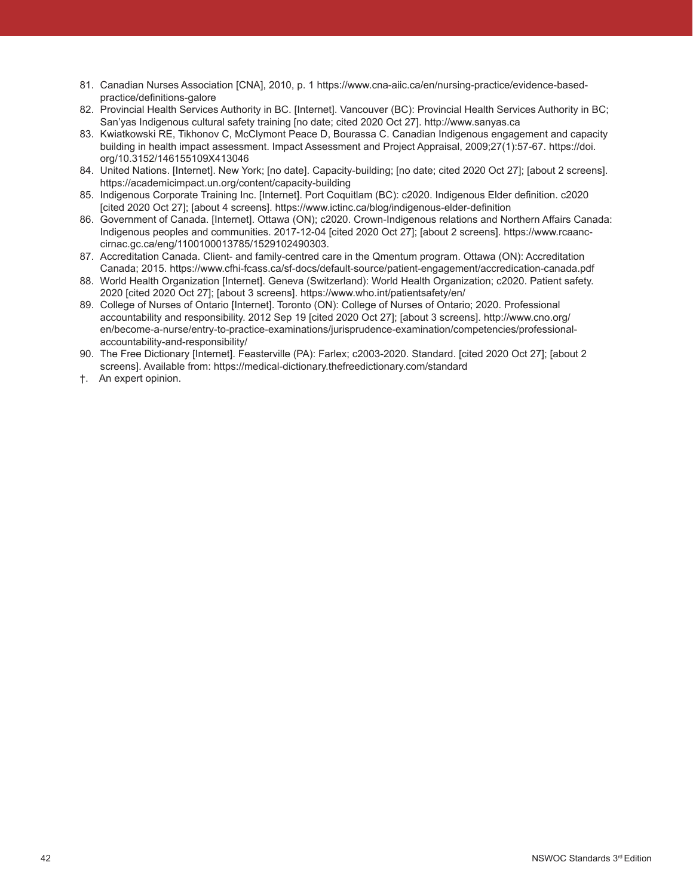81. Canadian Nurses Association [CNA], 2010, p. 1 https://www.cna-aiic.ca/en/nursing-practice/evidence-based-practice/definitions-galore
82. Provincial Health Services Authority in BC. [Internet]. Vancouver (BC): Provincial Health Services Authority in BC; San'yas Indigenous cultural safety training [no date; cited 2020 Oct 27]. http://www.sanyas.ca
83. Kwiatkowski RE, Tikhonov C, McClymont Peace D, Bourassa C. Canadian Indigenous engagement and capacity building in health impact assessment. Impact Assessment and Project Appraisal, 2009;27(1):57-67. https://doi.org/10.3152/146155109X413046
84. United Nations. [Internet]. New York; [no date]. Capacity-building; [no date; cited 2020 Oct 27]; [about 2 screens]. https://academicimpact.un.org/content/capacity-building
85. Indigenous Corporate Training Inc. [Internet]. Port Coquitlam (BC): c2020. Indigenous Elder definition. c2020 [cited 2020 Oct 27]; [about 4 screens]. https://www.ictinc.ca/blog/indigenous-elder-definition
86. Government of Canada. [Internet]. Ottawa (ON); c2020. Crown-Indigenous relations and Northern Affairs Canada: Indigenous peoples and communities. 2017-12-04 [cited 2020 Oct 27]; [about 2 screens]. https://www.rcaanc-cirnac.gc.ca/eng/1100100013785/1529102490303.
87. Accreditation Canada. Client- and family-centred care in the Qmentum program. Ottawa (ON): Accreditation Canada; 2015. https://www.cfhi-fcass.ca/sf-docs/default-source/patient-engagement/accredication-canada.pdf
88. World Health Organization [Internet]. Geneva (Switzerland): World Health Organization; c2020. Patient safety. 2020 [cited 2020 Oct 27]; [about 3 screens]. https://www.who.int/patientsafety/en/
89. College of Nurses of Ontario [Internet]. Toronto (ON): College of Nurses of Ontario; 2020. Professional accountability and responsibility. 2012 Sep 19 [cited 2020 Oct 27]; [about 3 screens]. http://www.cno.org/en/become-a-nurse/entry-to-practice-examinations/jurisprudence-examination/competencies/professional-accountability-and-responsibility/
90. The Free Dictionary [Internet]. Feasterville (PA): Farlex; c2003-2020. Standard. [cited 2020 Oct 27]; [about 2 screens]. Available from: https://medical-dictionary.thefreedictionary.com/standard

†. An expert opinion.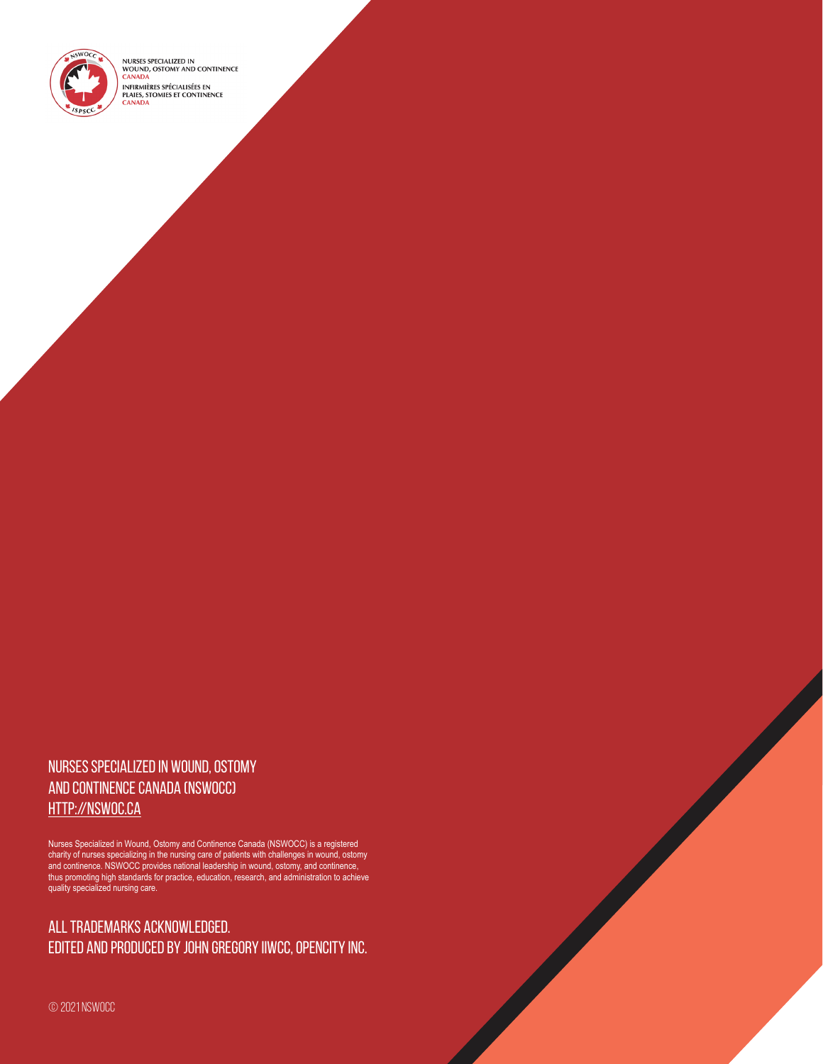NURSES SPECIALIZED IN
WOUND, OSTOMY AND CONTINENCE
CANADA

INFIRMIÈRES SPÉCIALISÉES EN
PLAIES, STOMIES ET CONTINENCE
CANADA

## NURSES SPECIALIZED IN WOUND, OSTOMY AND CONTINENCE CANADA (NSWOCC)

HTTP://NSWOC.CA

Nurses Specialized in Wound, Ostomy and Continence Canada (NSWOCC) is a registered charity of nurses specializing in the nursing care of patients with challenges in wound, ostomy and continence. NSWOCC provides national leadership in wound, ostomy, and continence, thus promoting high standards for practice, education, research, and administration to achieve quality specialized nursing care.

## ALL TRADEMARKS ACKNOWLEDGED.
## EDITED AND PRODUCED BY JOHN GREGORY IIWCC, OPENCITY INC.

© 2021 NSWOCC